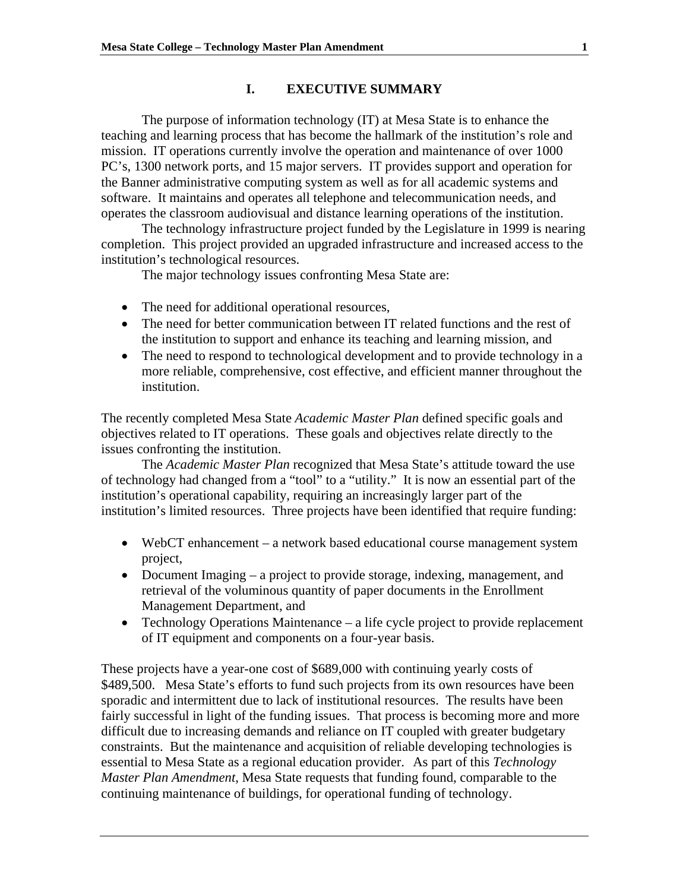# I. EXECUTIVE SUMMARY

The purpose of information technology (IT) at Mesa State is to enhance the teaching and learning process that has become the hallmark of the institution's role and mission. IT operations currently involve the operation and maintenance of over 1000 PC's, 1300 network ports, and 15 major servers. IT provides support and operation for the Banner administrative computing system as well as for all academic systems and software. It maintains and operates all telephone and telecommunication needs, and operates the classroom audiovisual and distance learning operations of the institution.

The technology infrastructure project funded by the Legislature in 1999 is nearing completion. This project provided an upgraded infrastructure and increased access to the institution's technological resources.

The major technology issues confronting Mesa State are:

- The need for additional operational resources,
- The need for better communication between IT related functions and the rest of the institution to support and enhance its teaching and learning mission, and
- The need to respond to technological development and to provide technology in a more reliable, comprehensive, cost effective, and efficient manner throughout the institution.

The recently completed Mesa State *Academic Master Plan* defined specific goals and objectives related to IT operations. These goals and objectives relate directly to the issues confronting the institution.

The *Academic Master Plan* recognized that Mesa State's attitude toward the use of technology had changed from a "tool" to a "utility." It is now an essential part of the institution's operational capability, requiring an increasingly larger part of the institution's limited resources. Three projects have been identified that require funding:

- WebCT enhancement – a network based educational course management system project,
- Document Imaging – a project to provide storage, indexing, management, and retrieval of the voluminous quantity of paper documents in the Enrollment Management Department, and
- Technology Operations Maintenance – a life cycle project to provide replacement of IT equipment and components on a four-year basis.

These projects have a year-one cost of $689,000 with continuing yearly costs of $489,500. Mesa State's efforts to fund such projects from its own resources have been sporadic and intermittent due to lack of institutional resources. The results have been fairly successful in light of the funding issues. That process is becoming more and more difficult due to increasing demands and reliance on IT coupled with greater budgetary constraints. But the maintenance and acquisition of reliable developing technologies is essential to Mesa State as a regional education provider. As part of this *Technology Master Plan Amendment*, Mesa State requests that funding found, comparable to the continuing maintenance of buildings, for operational funding of technology.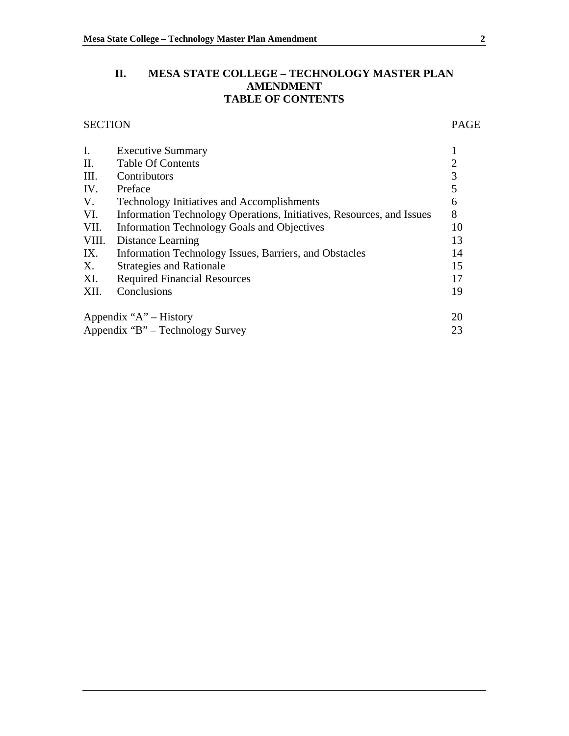# II. MESA STATE COLLEGE – TECHNOLOGY MASTER PLAN AMENDMENT
# TABLE OF CONTENTS

| SECTION | | PAGE |
|---|---|---|
| I. | Executive Summary | 1 |
| II. | Table Of Contents | 2 |
| III. | Contributors | 3 |
| IV. | Preface | 5 |
| V. | Technology Initiatives and Accomplishments | 6 |
| VI. | Information Technology Operations, Initiatives, Resources, and Issues | 8 |
| VII. | Information Technology Goals and Objectives | 10 |
| VIII. | Distance Learning | 13 |
| IX. | Information Technology Issues, Barriers, and Obstacles | 14 |
| X. | Strategies and Rationale | 15 |
| XI. | Required Financial Resources | 17 |
| XII. | Conclusions | 19 |
| Appendix "A" – History | | 20 |
| Appendix "B" – Technology Survey | | 23 |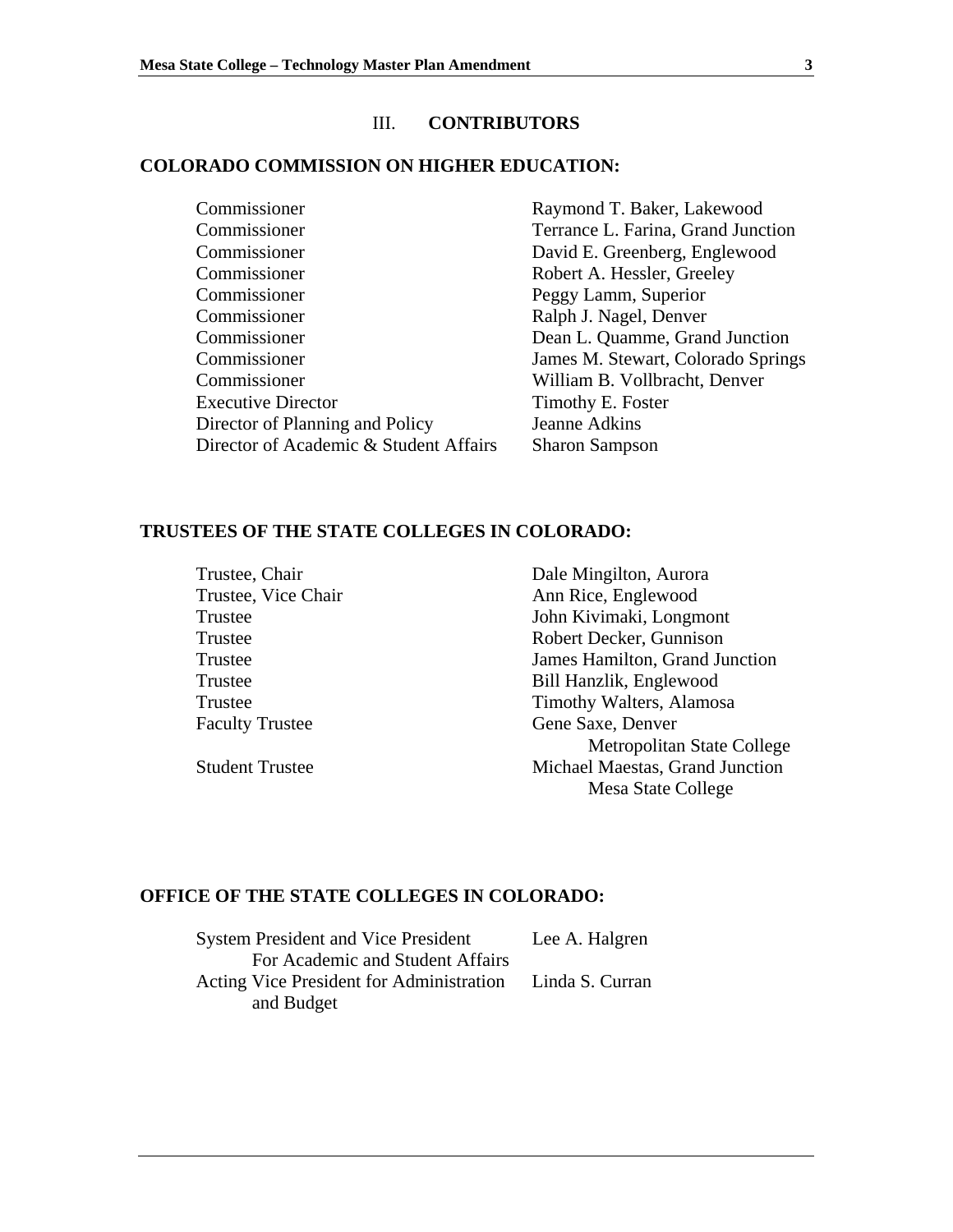## III. CONTRIBUTORS

### COLORADO COMMISSION ON HIGHER EDUCATION:

| | |
|---|---|
| Commissioner | Raymond T. Baker, Lakewood |
| Commissioner | Terrance L. Farina, Grand Junction |
| Commissioner | David E. Greenberg, Englewood |
| Commissioner | Robert A. Hessler, Greeley |
| Commissioner | Peggy Lamm, Superior |
| Commissioner | Ralph J. Nagel, Denver |
| Commissioner | Dean L. Quamme, Grand Junction |
| Commissioner | James M. Stewart, Colorado Springs |
| Commissioner | William B. Vollbracht, Denver |
| Executive Director | Timothy E. Foster |
| Director of Planning and Policy | Jeanne Adkins |
| Director of Academic & Student Affairs | Sharon Sampson |

### TRUSTEES OF THE STATE COLLEGES IN COLORADO:

| | |
|---|---|
| Trustee, Chair | Dale Mingilton, Aurora |
| Trustee, Vice Chair | Ann Rice, Englewood |
| Trustee | John Kivimaki, Longmont |
| Trustee | Robert Decker, Gunnison |
| Trustee | James Hamilton, Grand Junction |
| Trustee | Bill Hanzlik, Englewood |
| Trustee | Timothy Walters, Alamosa |
| Faculty Trustee | Gene Saxe, Denver<br>Metropolitan State College |
| Student Trustee | Michael Maestas, Grand Junction<br>Mesa State College |

### OFFICE OF THE STATE COLLEGES IN COLORADO:

| | |
|---|---|
| System President and Vice President For Academic and Student Affairs | Lee A. Halgren |
| Acting Vice President for Administration and Budget | Linda S. Curran |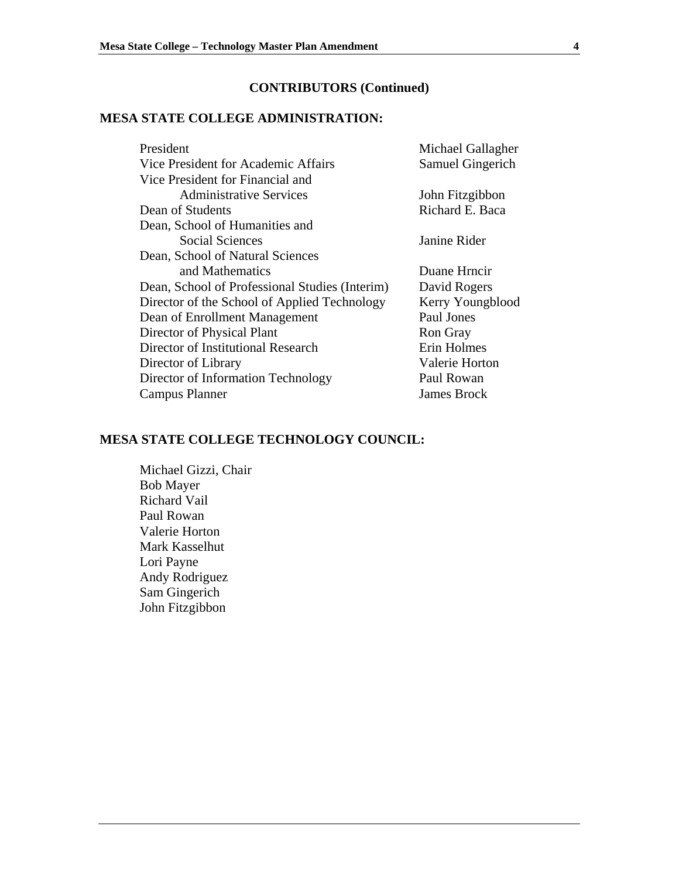## CONTRIBUTORS (Continued)

### MESA STATE COLLEGE ADMINISTRATION:

| | |
|---|---|
| President | Michael Gallagher |
| Vice President for Academic Affairs | Samuel Gingerich |
| Vice President for Financial and Administrative Services | John Fitzgibbon |
| Dean of Students | Richard E. Baca |
| Dean, School of Humanities and Social Sciences | Janine Rider |
| Dean, School of Natural Sciences and Mathematics | Duane Hrncir |
| Dean, School of Professional Studies (Interim) | David Rogers |
| Director of the School of Applied Technology | Kerry Youngblood |
| Dean of Enrollment Management | Paul Jones |
| Director of Physical Plant | Ron Gray |
| Director of Institutional Research | Erin Holmes |
| Director of Library | Valerie Horton |
| Director of Information Technology | Paul Rowan |
| Campus Planner | James Brock |

### MESA STATE COLLEGE TECHNOLOGY COUNCIL:

Michael Gizzi, Chair
Bob Mayer
Richard Vail
Paul Rowan
Valerie Horton
Mark Kasselhut
Lori Payne
Andy Rodriguez
Sam Gingerich
John Fitzgibbon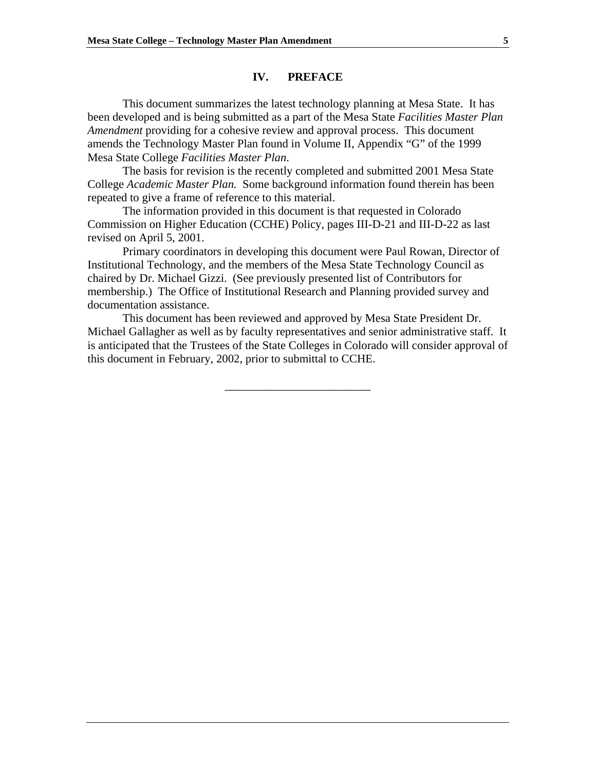## IV. PREFACE

This document summarizes the latest technology planning at Mesa State. It has been developed and is being submitted as a part of the Mesa State *Facilities Master Plan Amendment* providing for a cohesive review and approval process. This document amends the Technology Master Plan found in Volume II, Appendix "G" of the 1999 Mesa State College *Facilities Master Plan*.

The basis for revision is the recently completed and submitted 2001 Mesa State College *Academic Master Plan.* Some background information found therein has been repeated to give a frame of reference to this material.

The information provided in this document is that requested in Colorado Commission on Higher Education (CCHE) Policy, pages III-D-21 and III-D-22 as last revised on April 5, 2001.

Primary coordinators in developing this document were Paul Rowan, Director of Institutional Technology, and the members of the Mesa State Technology Council as chaired by Dr. Michael Gizzi. (See previously presented list of Contributors for membership.) The Office of Institutional Research and Planning provided survey and documentation assistance.

This document has been reviewed and approved by Mesa State President Dr. Michael Gallagher as well as by faculty representatives and senior administrative staff. It is anticipated that the Trustees of the State Colleges in Colorado will consider approval of this document in February, 2002, prior to submittal to CCHE.

---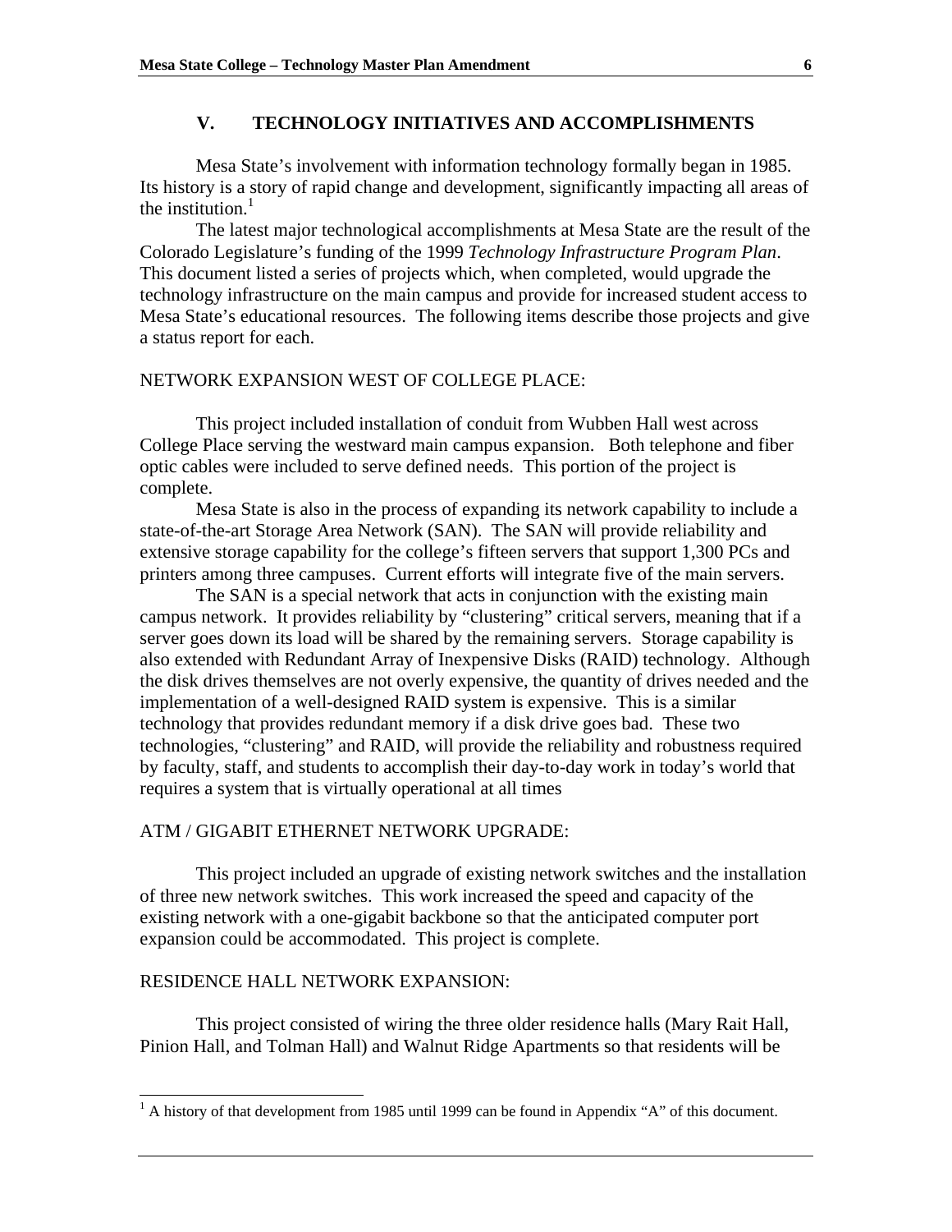## V. TECHNOLOGY INITIATIVES AND ACCOMPLISHMENTS

Mesa State's involvement with information technology formally began in 1985. Its history is a story of rapid change and development, significantly impacting all areas of the institution.[1]

The latest major technological accomplishments at Mesa State are the result of the Colorado Legislature's funding of the 1999 *Technology Infrastructure Program Plan*. This document listed a series of projects which, when completed, would upgrade the technology infrastructure on the main campus and provide for increased student access to Mesa State's educational resources. The following items describe those projects and give a status report for each.

NETWORK EXPANSION WEST OF COLLEGE PLACE:

This project included installation of conduit from Wubben Hall west across College Place serving the westward main campus expansion. Both telephone and fiber optic cables were included to serve defined needs. This portion of the project is complete.

Mesa State is also in the process of expanding its network capability to include a state-of-the-art Storage Area Network (SAN). The SAN will provide reliability and extensive storage capability for the college's fifteen servers that support 1,300 PCs and printers among three campuses. Current efforts will integrate five of the main servers.

The SAN is a special network that acts in conjunction with the existing main campus network. It provides reliability by "clustering" critical servers, meaning that if a server goes down its load will be shared by the remaining servers. Storage capability is also extended with Redundant Array of Inexpensive Disks (RAID) technology. Although the disk drives themselves are not overly expensive, the quantity of drives needed and the implementation of a well-designed RAID system is expensive. This is a similar technology that provides redundant memory if a disk drive goes bad. These two technologies, "clustering" and RAID, will provide the reliability and robustness required by faculty, staff, and students to accomplish their day-to-day work in today's world that requires a system that is virtually operational at all times

ATM / GIGABIT ETHERNET NETWORK UPGRADE:

This project included an upgrade of existing network switches and the installation of three new network switches. This work increased the speed and capacity of the existing network with a one-gigabit backbone so that the anticipated computer port expansion could be accommodated. This project is complete.

RESIDENCE HALL NETWORK EXPANSION:

This project consisted of wiring the three older residence halls (Mary Rait Hall, Pinion Hall, and Tolman Hall) and Walnut Ridge Apartments so that residents will be

[1] A history of that development from 1985 until 1999 can be found in Appendix "A" of this document.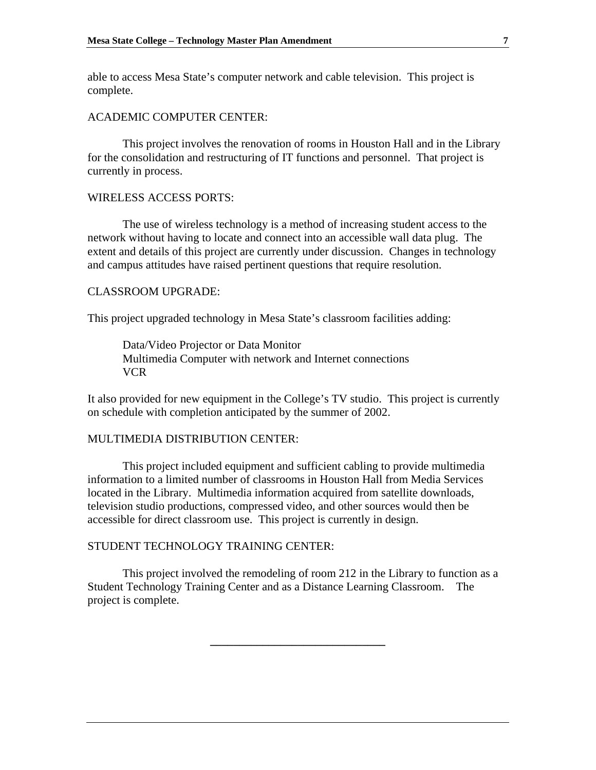able to access Mesa State's computer network and cable television. This project is complete.

ACADEMIC COMPUTER CENTER:

This project involves the renovation of rooms in Houston Hall and in the Library for the consolidation and restructuring of IT functions and personnel. That project is currently in process.

WIRELESS ACCESS PORTS:

The use of wireless technology is a method of increasing student access to the network without having to locate and connect into an accessible wall data plug. The extent and details of this project are currently under discussion. Changes in technology and campus attitudes have raised pertinent questions that require resolution.

CLASSROOM UPGRADE:

This project upgraded technology in Mesa State's classroom facilities adding:

Data/Video Projector or Data Monitor
Multimedia Computer with network and Internet connections
VCR

It also provided for new equipment in the College's TV studio. This project is currently on schedule with completion anticipated by the summer of 2002.

MULTIMEDIA DISTRIBUTION CENTER:

This project included equipment and sufficient cabling to provide multimedia information to a limited number of classrooms in Houston Hall from Media Services located in the Library. Multimedia information acquired from satellite downloads, television studio productions, compressed video, and other sources would then be accessible for direct classroom use. This project is currently in design.

STUDENT TECHNOLOGY TRAINING CENTER:

This project involved the remodeling of room 212 in the Library to function as a Student Technology Training Center and as a Distance Learning Classroom. The project is complete.

---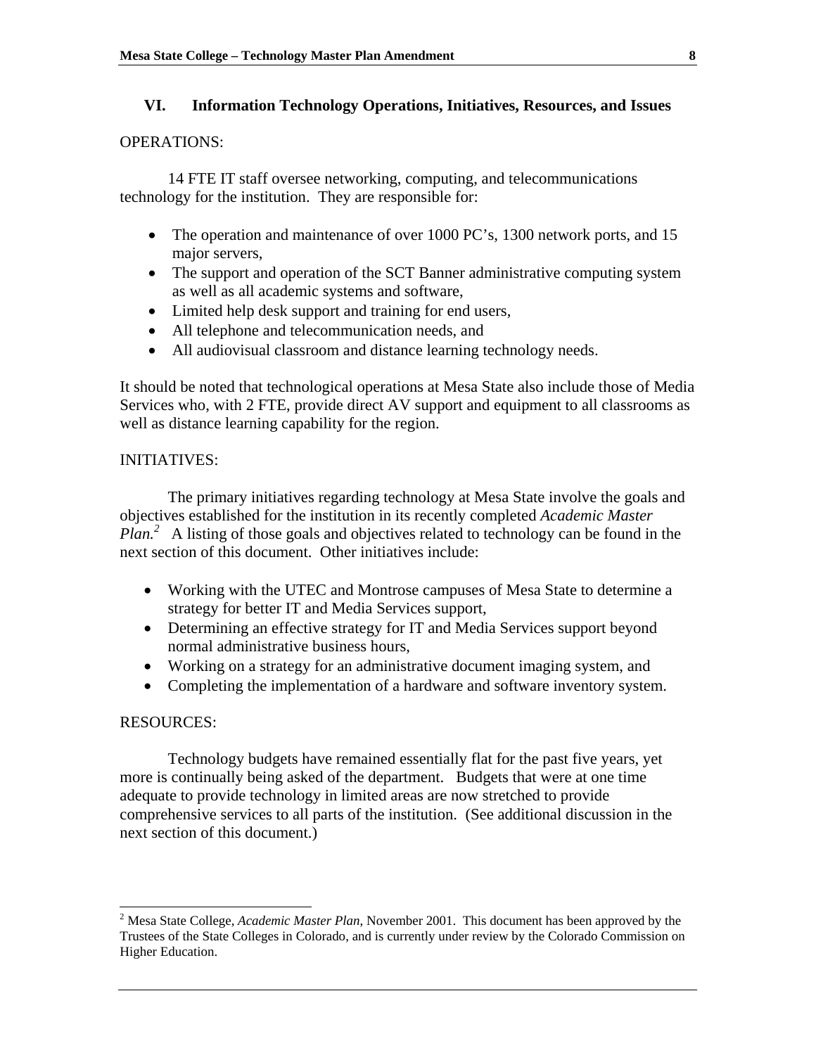## VI. Information Technology Operations, Initiatives, Resources, and Issues

OPERATIONS:

14 FTE IT staff oversee networking, computing, and telecommunications technology for the institution. They are responsible for:

- The operation and maintenance of over 1000 PC's, 1300 network ports, and 15 major servers,
- The support and operation of the SCT Banner administrative computing system as well as all academic systems and software,
- Limited help desk support and training for end users,
- All telephone and telecommunication needs, and
- All audiovisual classroom and distance learning technology needs.

It should be noted that technological operations at Mesa State also include those of Media Services who, with 2 FTE, provide direct AV support and equipment to all classrooms as well as distance learning capability for the region.

INITIATIVES:

The primary initiatives regarding technology at Mesa State involve the goals and objectives established for the institution in its recently completed *Academic Master Plan.*[2] A listing of those goals and objectives related to technology can be found in the next section of this document. Other initiatives include:

- Working with the UTEC and Montrose campuses of Mesa State to determine a strategy for better IT and Media Services support,
- Determining an effective strategy for IT and Media Services support beyond normal administrative business hours,
- Working on a strategy for an administrative document imaging system, and
- Completing the implementation of a hardware and software inventory system.

RESOURCES:

Technology budgets have remained essentially flat for the past five years, yet more is continually being asked of the department. Budgets that were at one time adequate to provide technology in limited areas are now stretched to provide comprehensive services to all parts of the institution. (See additional discussion in the next section of this document.)

---

[2] Mesa State College, *Academic Master Plan*, November 2001. This document has been approved by the Trustees of the State Colleges in Colorado, and is currently under review by the Colorado Commission on Higher Education.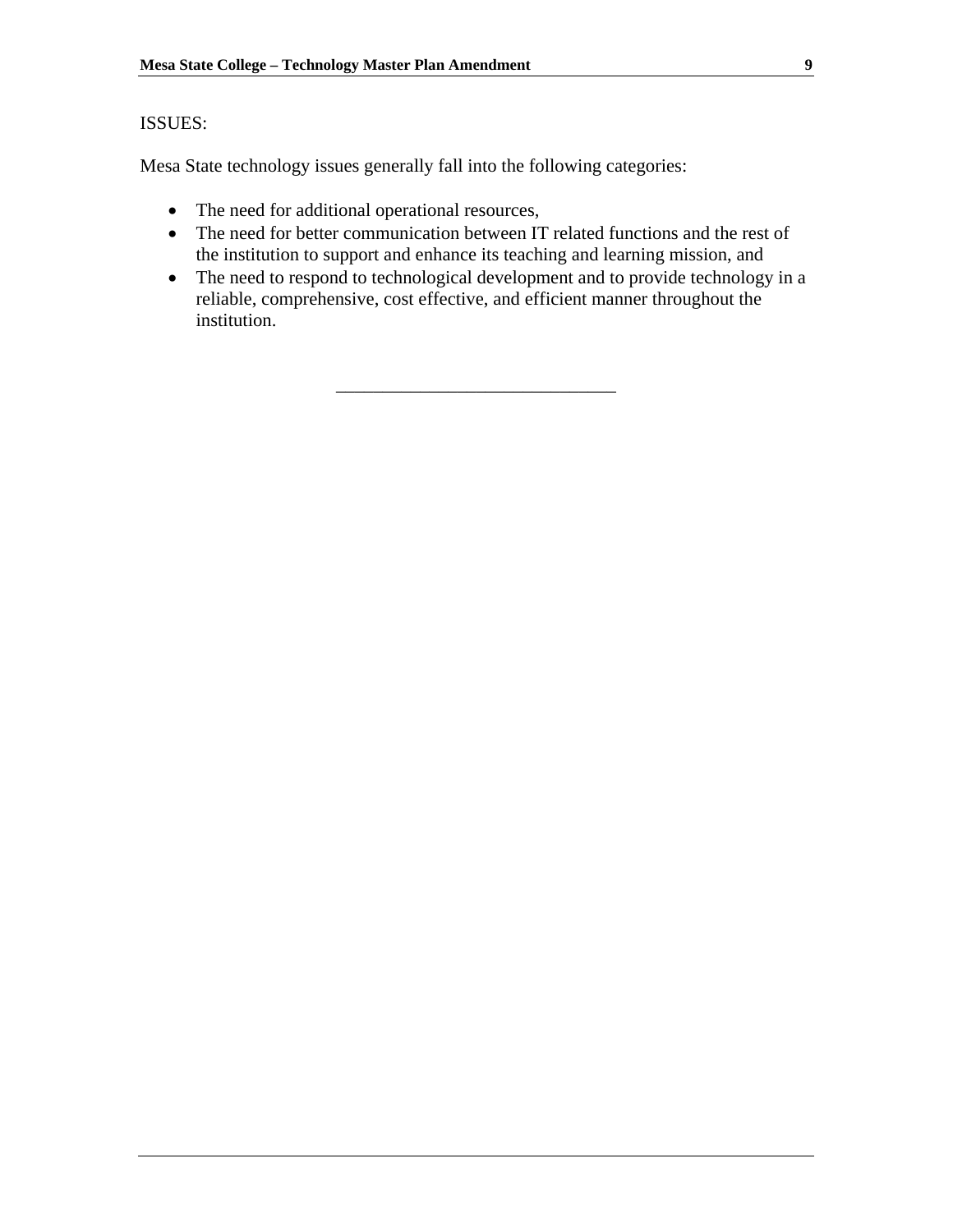ISSUES:

Mesa State technology issues generally fall into the following categories:

- The need for additional operational resources,
- The need for better communication between IT related functions and the rest of the institution to support and enhance its teaching and learning mission, and
- The need to respond to technological development and to provide technology in a reliable, comprehensive, cost effective, and efficient manner throughout the institution.

---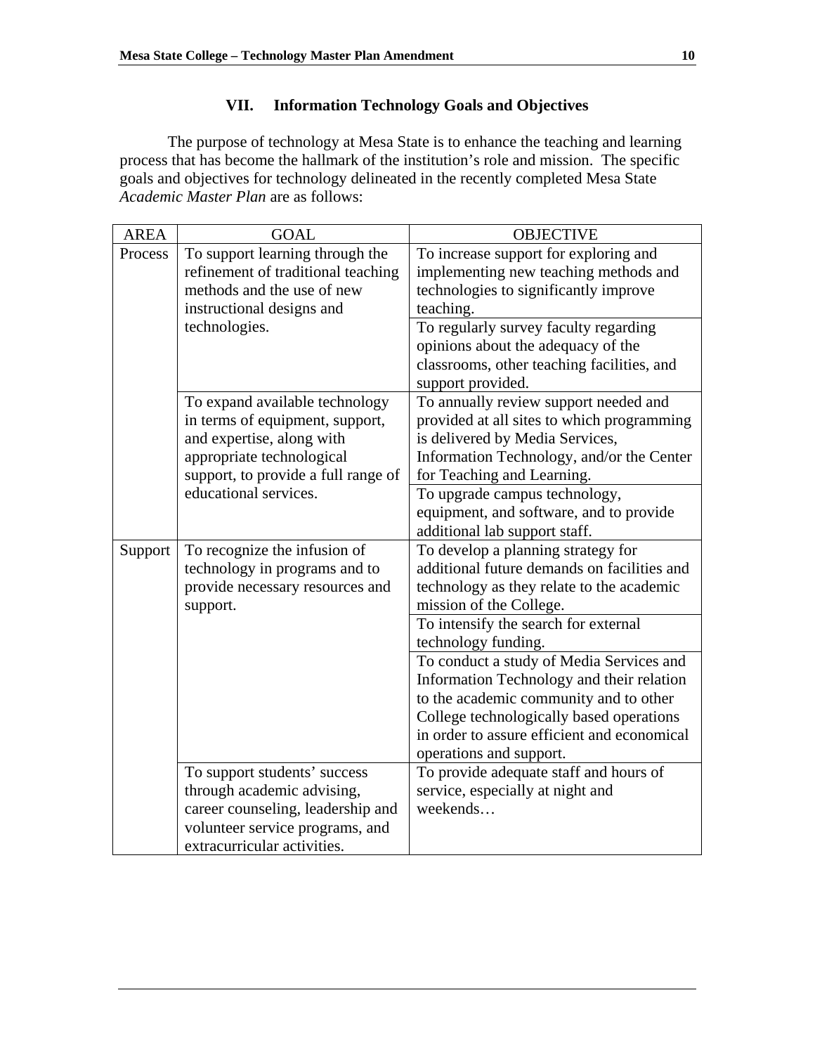## VII. Information Technology Goals and Objectives

The purpose of technology at Mesa State is to enhance the teaching and learning process that has become the hallmark of the institution's role and mission. The specific goals and objectives for technology delineated in the recently completed Mesa State *Academic Master Plan* are as follows:

| AREA | GOAL | OBJECTIVE |
|---|---|---|
| Process | To support learning through the refinement of traditional teaching methods and the use of new instructional designs and technologies. | To increase support for exploring and implementing new teaching methods and technologies to significantly improve teaching. |
| | | To regularly survey faculty regarding opinions about the adequacy of the classrooms, other teaching facilities, and support provided. |
| | To expand available technology in terms of equipment, support, and expertise, along with appropriate technological support, to provide a full range of educational services. | To annually review support needed and provided at all sites to which programming is delivered by Media Services, Information Technology, and/or the Center for Teaching and Learning. |
| | | To upgrade campus technology, equipment, and software, and to provide additional lab support staff. |
| Support | To recognize the infusion of technology in programs and to provide necessary resources and support. | To develop a planning strategy for additional future demands on facilities and technology as they relate to the academic mission of the College. |
| | | To intensify the search for external technology funding. |
| | | To conduct a study of Media Services and Information Technology and their relation to the academic community and to other College technologically based operations in order to assure efficient and economical operations and support. |
| | To support students' success through academic advising, career counseling, leadership and volunteer service programs, and extracurricular activities. | To provide adequate staff and hours of service, especially at night and weekends… |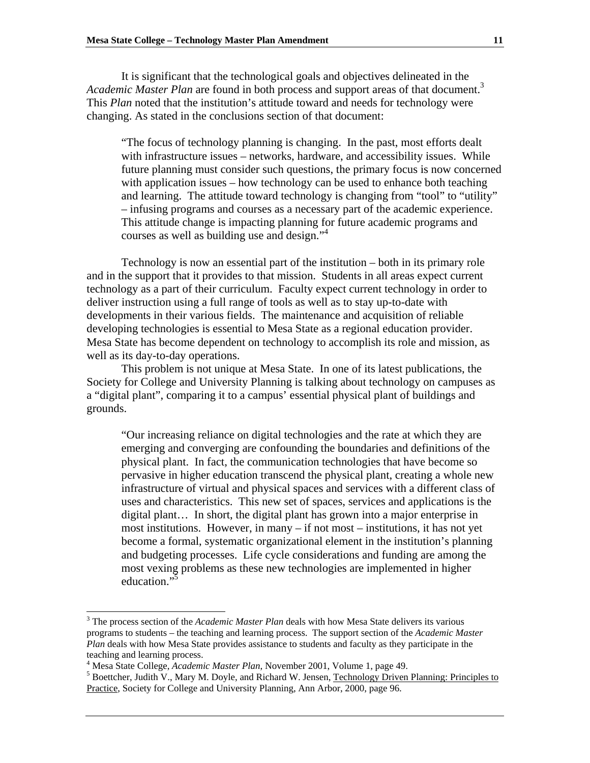It is significant that the technological goals and objectives delineated in the *Academic Master Plan* are found in both process and support areas of that document.[3] This *Plan* noted that the institution's attitude toward and needs for technology were changing. As stated in the conclusions section of that document:

> "The focus of technology planning is changing. In the past, most efforts dealt with infrastructure issues – networks, hardware, and accessibility issues. While future planning must consider such questions, the primary focus is now concerned with application issues – how technology can be used to enhance both teaching and learning. The attitude toward technology is changing from "tool" to "utility" – infusing programs and courses as a necessary part of the academic experience. This attitude change is impacting planning for future academic programs and courses as well as building use and design."[4]

Technology is now an essential part of the institution – both in its primary role and in the support that it provides to that mission. Students in all areas expect current technology as a part of their curriculum. Faculty expect current technology in order to deliver instruction using a full range of tools as well as to stay up-to-date with developments in their various fields. The maintenance and acquisition of reliable developing technologies is essential to Mesa State as a regional education provider. Mesa State has become dependent on technology to accomplish its role and mission, as well as its day-to-day operations.

This problem is not unique at Mesa State. In one of its latest publications, the Society for College and University Planning is talking about technology on campuses as a "digital plant", comparing it to a campus' essential physical plant of buildings and grounds.

> "Our increasing reliance on digital technologies and the rate at which they are emerging and converging are confounding the boundaries and definitions of the physical plant. In fact, the communication technologies that have become so pervasive in higher education transcend the physical plant, creating a whole new infrastructure of virtual and physical spaces and services with a different class of uses and characteristics. This new set of spaces, services and applications is the digital plant… In short, the digital plant has grown into a major enterprise in most institutions. However, in many – if not most – institutions, it has not yet become a formal, systematic organizational element in the institution's planning and budgeting processes. Life cycle considerations and funding are among the most vexing problems as these new technologies are implemented in higher education."[5]

---

[3] The process section of the *Academic Master Plan* deals with how Mesa State delivers its various programs to students – the teaching and learning process. The support section of the *Academic Master Plan* deals with how Mesa State provides assistance to students and faculty as they participate in the teaching and learning process.

[4] Mesa State College, *Academic Master Plan*, November 2001, Volume 1, page 49.

[5] Boettcher, Judith V., Mary M. Doyle, and Richard W. Jensen, Technology Driven Planning: Principles to Practice, Society for College and University Planning, Ann Arbor, 2000, page 96.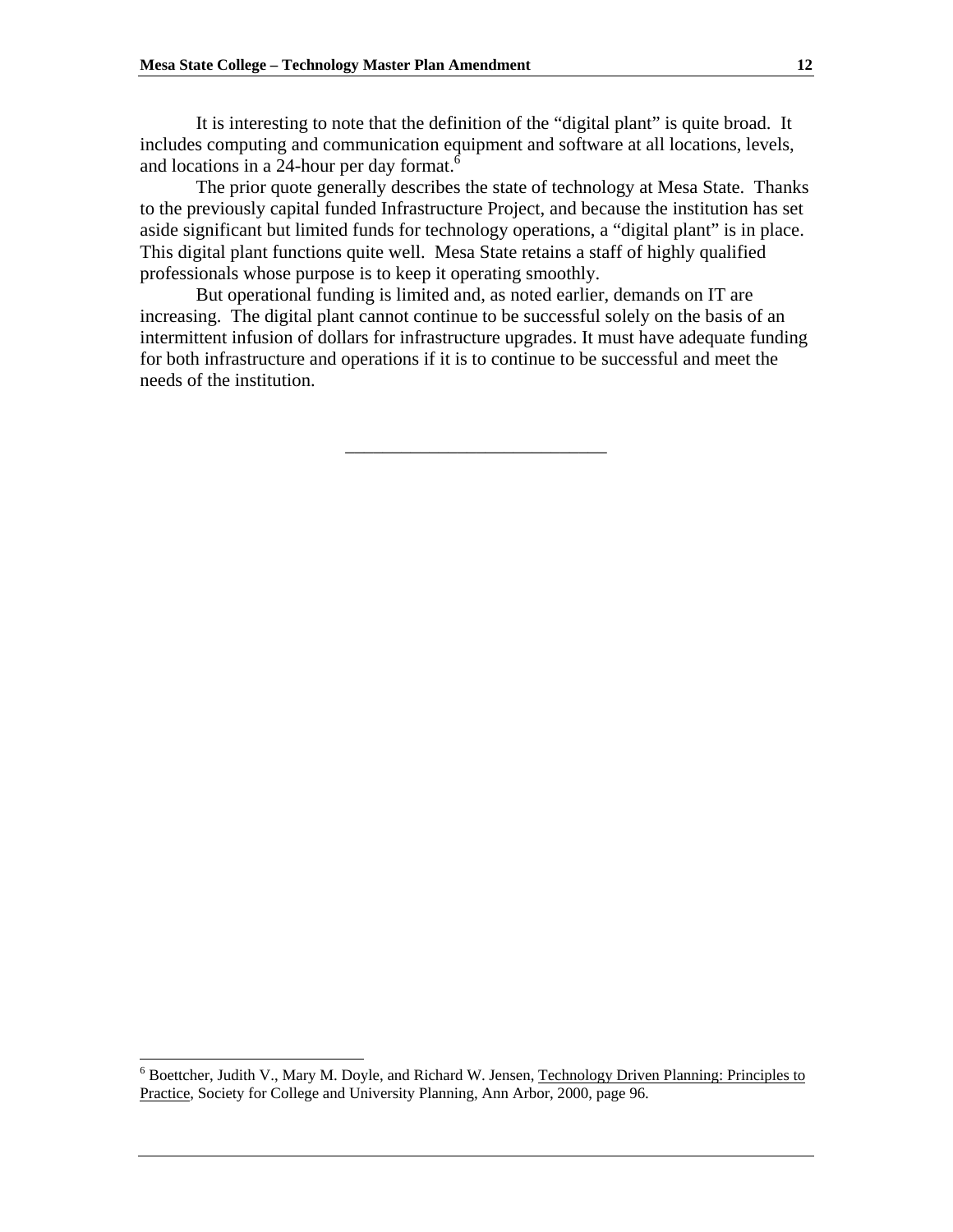It is interesting to note that the definition of the "digital plant" is quite broad. It includes computing and communication equipment and software at all locations, levels, and locations in a 24-hour per day format.[6]

The prior quote generally describes the state of technology at Mesa State. Thanks to the previously capital funded Infrastructure Project, and because the institution has set aside significant but limited funds for technology operations, a "digital plant" is in place. This digital plant functions quite well. Mesa State retains a staff of highly qualified professionals whose purpose is to keep it operating smoothly.

But operational funding is limited and, as noted earlier, demands on IT are increasing. The digital plant cannot continue to be successful solely on the basis of an intermittent infusion of dollars for infrastructure upgrades. It must have adequate funding for both infrastructure and operations if it is to continue to be successful and meet the needs of the institution.

---

[6] Boettcher, Judith V., Mary M. Doyle, and Richard W. Jensen, Technology Driven Planning: Principles to Practice, Society for College and University Planning, Ann Arbor, 2000, page 96.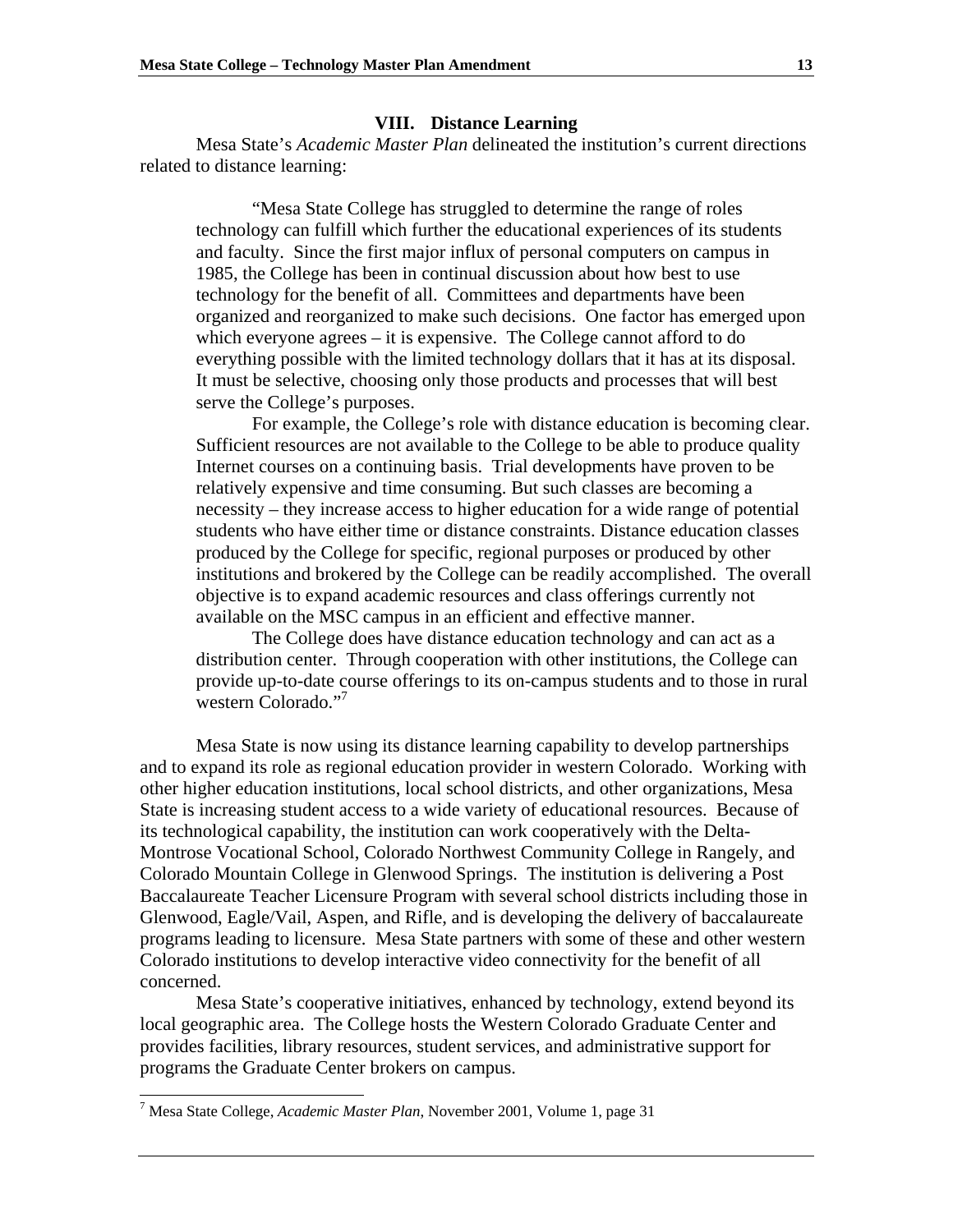## VIII. Distance Learning

Mesa State's *Academic Master Plan* delineated the institution's current directions related to distance learning:

> "Mesa State College has struggled to determine the range of roles technology can fulfill which further the educational experiences of its students and faculty. Since the first major influx of personal computers on campus in 1985, the College has been in continual discussion about how best to use technology for the benefit of all. Committees and departments have been organized and reorganized to make such decisions. One factor has emerged upon which everyone agrees – it is expensive. The College cannot afford to do everything possible with the limited technology dollars that it has at its disposal. It must be selective, choosing only those products and processes that will best serve the College's purposes.
>
> For example, the College's role with distance education is becoming clear. Sufficient resources are not available to the College to be able to produce quality Internet courses on a continuing basis. Trial developments have proven to be relatively expensive and time consuming. But such classes are becoming a necessity – they increase access to higher education for a wide range of potential students who have either time or distance constraints. Distance education classes produced by the College for specific, regional purposes or produced by other institutions and brokered by the College can be readily accomplished. The overall objective is to expand academic resources and class offerings currently not available on the MSC campus in an efficient and effective manner.
>
> The College does have distance education technology and can act as a distribution center. Through cooperation with other institutions, the College can provide up-to-date course offerings to its on-campus students and to those in rural western Colorado."[7]

Mesa State is now using its distance learning capability to develop partnerships and to expand its role as regional education provider in western Colorado. Working with other higher education institutions, local school districts, and other organizations, Mesa State is increasing student access to a wide variety of educational resources. Because of its technological capability, the institution can work cooperatively with the Delta-Montrose Vocational School, Colorado Northwest Community College in Rangely, and Colorado Mountain College in Glenwood Springs. The institution is delivering a Post Baccalaureate Teacher Licensure Program with several school districts including those in Glenwood, Eagle/Vail, Aspen, and Rifle, and is developing the delivery of baccalaureate programs leading to licensure. Mesa State partners with some of these and other western Colorado institutions to develop interactive video connectivity for the benefit of all concerned.

Mesa State's cooperative initiatives, enhanced by technology, extend beyond its local geographic area. The College hosts the Western Colorado Graduate Center and provides facilities, library resources, student services, and administrative support for programs the Graduate Center brokers on campus.

---

[7] Mesa State College, *Academic Master Plan*, November 2001, Volume 1, page 31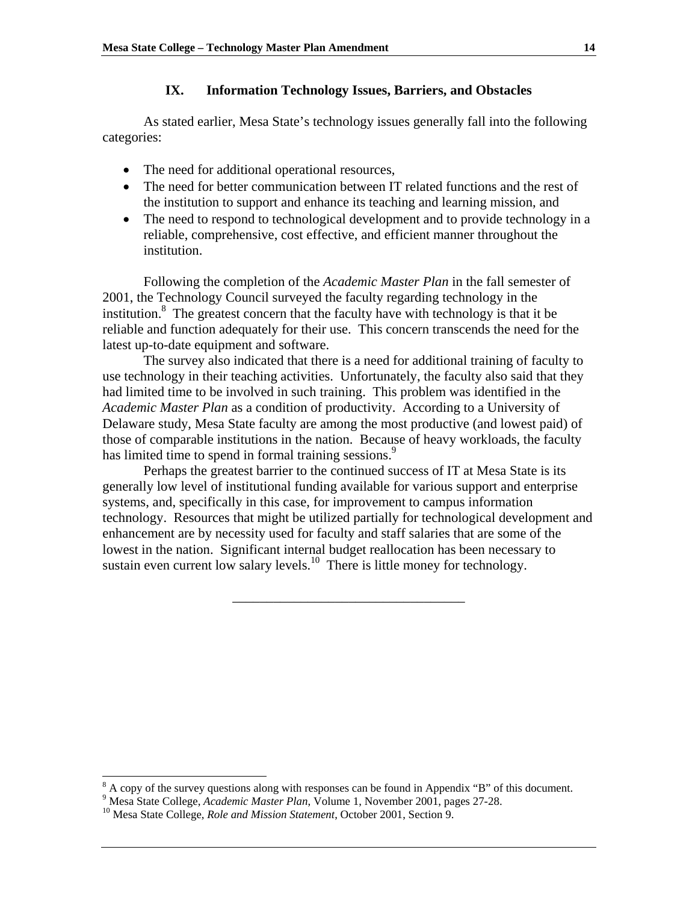## IX. Information Technology Issues, Barriers, and Obstacles

As stated earlier, Mesa State's technology issues generally fall into the following categories:

- The need for additional operational resources,
- The need for better communication between IT related functions and the rest of the institution to support and enhance its teaching and learning mission, and
- The need to respond to technological development and to provide technology in a reliable, comprehensive, cost effective, and efficient manner throughout the institution.

Following the completion of the *Academic Master Plan* in the fall semester of 2001, the Technology Council surveyed the faculty regarding technology in the institution.[8] The greatest concern that the faculty have with technology is that it be reliable and function adequately for their use. This concern transcends the need for the latest up-to-date equipment and software.

The survey also indicated that there is a need for additional training of faculty to use technology in their teaching activities. Unfortunately, the faculty also said that they had limited time to be involved in such training. This problem was identified in the *Academic Master Plan* as a condition of productivity. According to a University of Delaware study, Mesa State faculty are among the most productive (and lowest paid) of those of comparable institutions in the nation. Because of heavy workloads, the faculty has limited time to spend in formal training sessions.[9]

Perhaps the greatest barrier to the continued success of IT at Mesa State is its generally low level of institutional funding available for various support and enterprise systems, and, specifically in this case, for improvement to campus information technology. Resources that might be utilized partially for technological development and enhancement are by necessity used for faculty and staff salaries that are some of the lowest in the nation. Significant internal budget reallocation has been necessary to sustain even current low salary levels.[10] There is little money for technology.

---

[8] A copy of the survey questions along with responses can be found in Appendix "B" of this document.

[9] Mesa State College, *Academic Master Plan*, Volume 1, November 2001, pages 27-28.

[10] Mesa State College, *Role and Mission Statement*, October 2001, Section 9.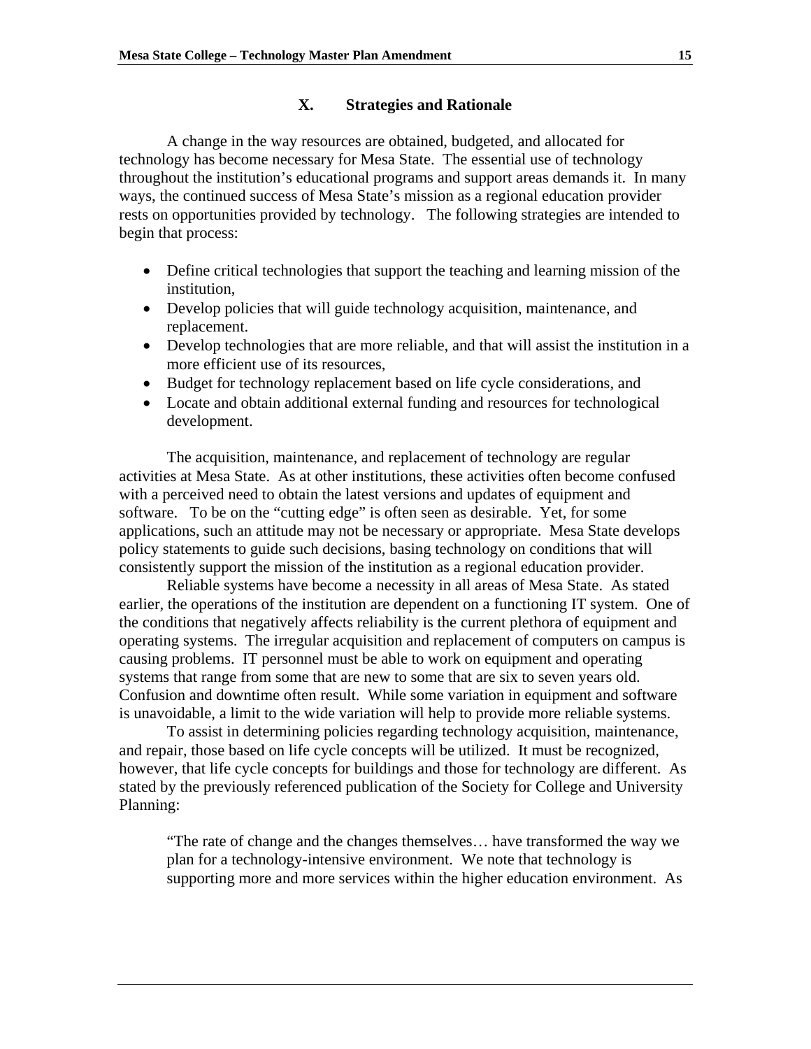## X. Strategies and Rationale

A change in the way resources are obtained, budgeted, and allocated for technology has become necessary for Mesa State. The essential use of technology throughout the institution's educational programs and support areas demands it. In many ways, the continued success of Mesa State's mission as a regional education provider rests on opportunities provided by technology. The following strategies are intended to begin that process:

- Define critical technologies that support the teaching and learning mission of the institution,
- Develop policies that will guide technology acquisition, maintenance, and replacement.
- Develop technologies that are more reliable, and that will assist the institution in a more efficient use of its resources,
- Budget for technology replacement based on life cycle considerations, and
- Locate and obtain additional external funding and resources for technological development.

The acquisition, maintenance, and replacement of technology are regular activities at Mesa State. As at other institutions, these activities often become confused with a perceived need to obtain the latest versions and updates of equipment and software. To be on the "cutting edge" is often seen as desirable. Yet, for some applications, such an attitude may not be necessary or appropriate. Mesa State develops policy statements to guide such decisions, basing technology on conditions that will consistently support the mission of the institution as a regional education provider.

Reliable systems have become a necessity in all areas of Mesa State. As stated earlier, the operations of the institution are dependent on a functioning IT system. One of the conditions that negatively affects reliability is the current plethora of equipment and operating systems. The irregular acquisition and replacement of computers on campus is causing problems. IT personnel must be able to work on equipment and operating systems that range from some that are new to some that are six to seven years old. Confusion and downtime often result. While some variation in equipment and software is unavoidable, a limit to the wide variation will help to provide more reliable systems.

To assist in determining policies regarding technology acquisition, maintenance, and repair, those based on life cycle concepts will be utilized. It must be recognized, however, that life cycle concepts for buildings and those for technology are different. As stated by the previously referenced publication of the Society for College and University Planning:

> "The rate of change and the changes themselves… have transformed the way we plan for a technology-intensive environment. We note that technology is supporting more and more services within the higher education environment. As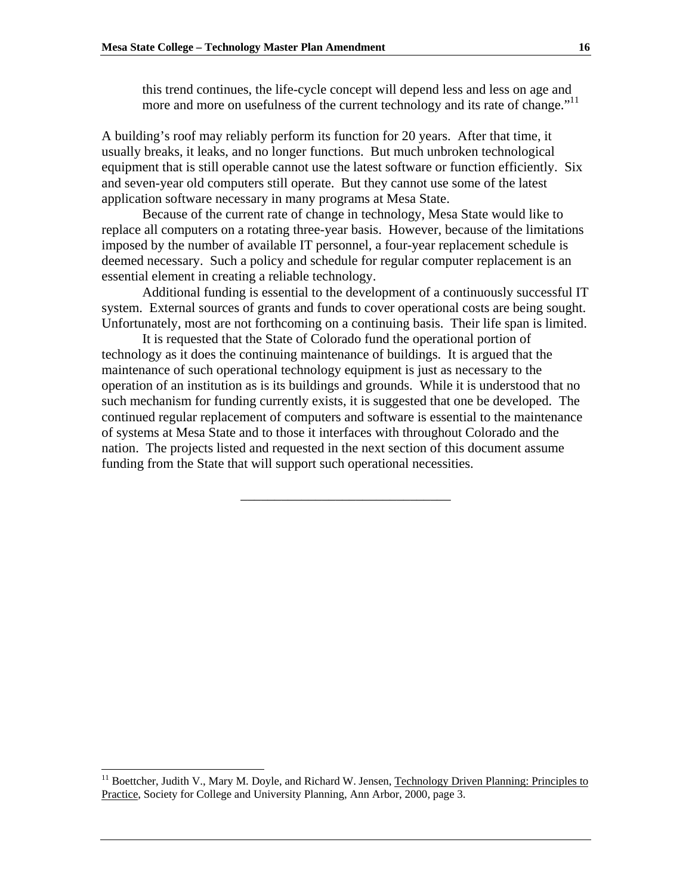> this trend continues, the life-cycle concept will depend less and less on age and more and more on usefulness of the current technology and its rate of change."[11]

A building's roof may reliably perform its function for 20 years. After that time, it usually breaks, it leaks, and no longer functions. But much unbroken technological equipment that is still operable cannot use the latest software or function efficiently. Six and seven-year old computers still operate. But they cannot use some of the latest application software necessary in many programs at Mesa State.

Because of the current rate of change in technology, Mesa State would like to replace all computers on a rotating three-year basis. However, because of the limitations imposed by the number of available IT personnel, a four-year replacement schedule is deemed necessary. Such a policy and schedule for regular computer replacement is an essential element in creating a reliable technology.

Additional funding is essential to the development of a continuously successful IT system. External sources of grants and funds to cover operational costs are being sought. Unfortunately, most are not forthcoming on a continuing basis. Their life span is limited.

It is requested that the State of Colorado fund the operational portion of technology as it does the continuing maintenance of buildings. It is argued that the maintenance of such operational technology equipment is just as necessary to the operation of an institution as is its buildings and grounds. While it is understood that no such mechanism for funding currently exists, it is suggested that one be developed. The continued regular replacement of computers and software is essential to the maintenance of systems at Mesa State and to those it interfaces with throughout Colorado and the nation. The projects listed and requested in the next section of this document assume funding from the State that will support such operational necessities.

---

[11] Boettcher, Judith V., Mary M. Doyle, and Richard W. Jensen, Technology Driven Planning: Principles to Practice, Society for College and University Planning, Ann Arbor, 2000, page 3.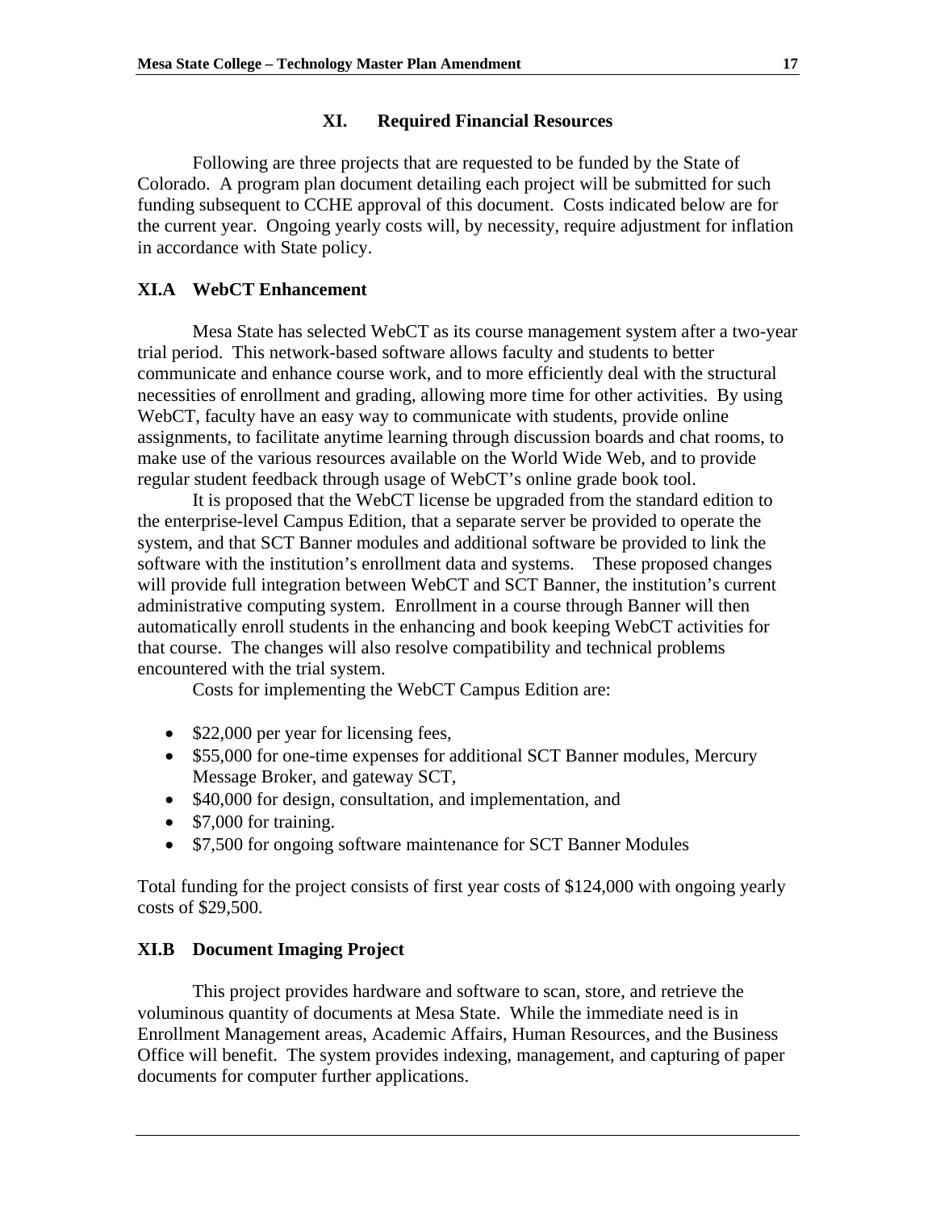## XI. Required Financial Resources

Following are three projects that are requested to be funded by the State of Colorado. A program plan document detailing each project will be submitted for such funding subsequent to CCHE approval of this document. Costs indicated below are for the current year. Ongoing yearly costs will, by necessity, require adjustment for inflation in accordance with State policy.

### XI.A WebCT Enhancement

Mesa State has selected WebCT as its course management system after a two-year trial period. This network-based software allows faculty and students to better communicate and enhance course work, and to more efficiently deal with the structural necessities of enrollment and grading, allowing more time for other activities. By using WebCT, faculty have an easy way to communicate with students, provide online assignments, to facilitate anytime learning through discussion boards and chat rooms, to make use of the various resources available on the World Wide Web, and to provide regular student feedback through usage of WebCT's online grade book tool.

It is proposed that the WebCT license be upgraded from the standard edition to the enterprise-level Campus Edition, that a separate server be provided to operate the system, and that SCT Banner modules and additional software be provided to link the software with the institution's enrollment data and systems. These proposed changes will provide full integration between WebCT and SCT Banner, the institution's current administrative computing system. Enrollment in a course through Banner will then automatically enroll students in the enhancing and book keeping WebCT activities for that course. The changes will also resolve compatibility and technical problems encountered with the trial system.

Costs for implementing the WebCT Campus Edition are:

- $22,000 per year for licensing fees,
- $55,000 for one-time expenses for additional SCT Banner modules, Mercury Message Broker, and gateway SCT,
- $40,000 for design, consultation, and implementation, and
- $7,000 for training.
- $7,500 for ongoing software maintenance for SCT Banner Modules

Total funding for the project consists of first year costs of $124,000 with ongoing yearly costs of $29,500.

### XI.B Document Imaging Project

This project provides hardware and software to scan, store, and retrieve the voluminous quantity of documents at Mesa State. While the immediate need is in Enrollment Management areas, Academic Affairs, Human Resources, and the Business Office will benefit. The system provides indexing, management, and capturing of paper documents for computer further applications.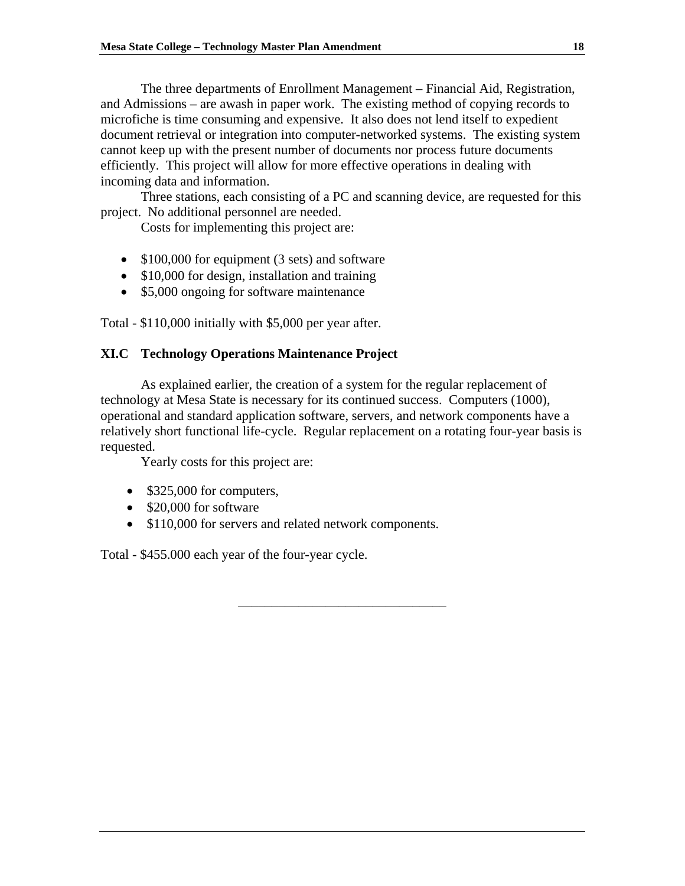The three departments of Enrollment Management – Financial Aid, Registration, and Admissions – are awash in paper work. The existing method of copying records to microfiche is time consuming and expensive. It also does not lend itself to expedient document retrieval or integration into computer-networked systems. The existing system cannot keep up with the present number of documents nor process future documents efficiently. This project will allow for more effective operations in dealing with incoming data and information.

Three stations, each consisting of a PC and scanning device, are requested for this project. No additional personnel are needed.

Costs for implementing this project are:

- $100,000 for equipment (3 sets) and software
- $10,000 for design, installation and training
- $5,000 ongoing for software maintenance

Total - $110,000 initially with $5,000 per year after.

### XI.C Technology Operations Maintenance Project

As explained earlier, the creation of a system for the regular replacement of technology at Mesa State is necessary for its continued success. Computers (1000), operational and standard application software, servers, and network components have a relatively short functional life-cycle. Regular replacement on a rotating four-year basis is requested.

Yearly costs for this project are:

- $325,000 for computers,
- $20,000 for software
- $110,000 for servers and related network components.

Total - $455.000 each year of the four-year cycle.

---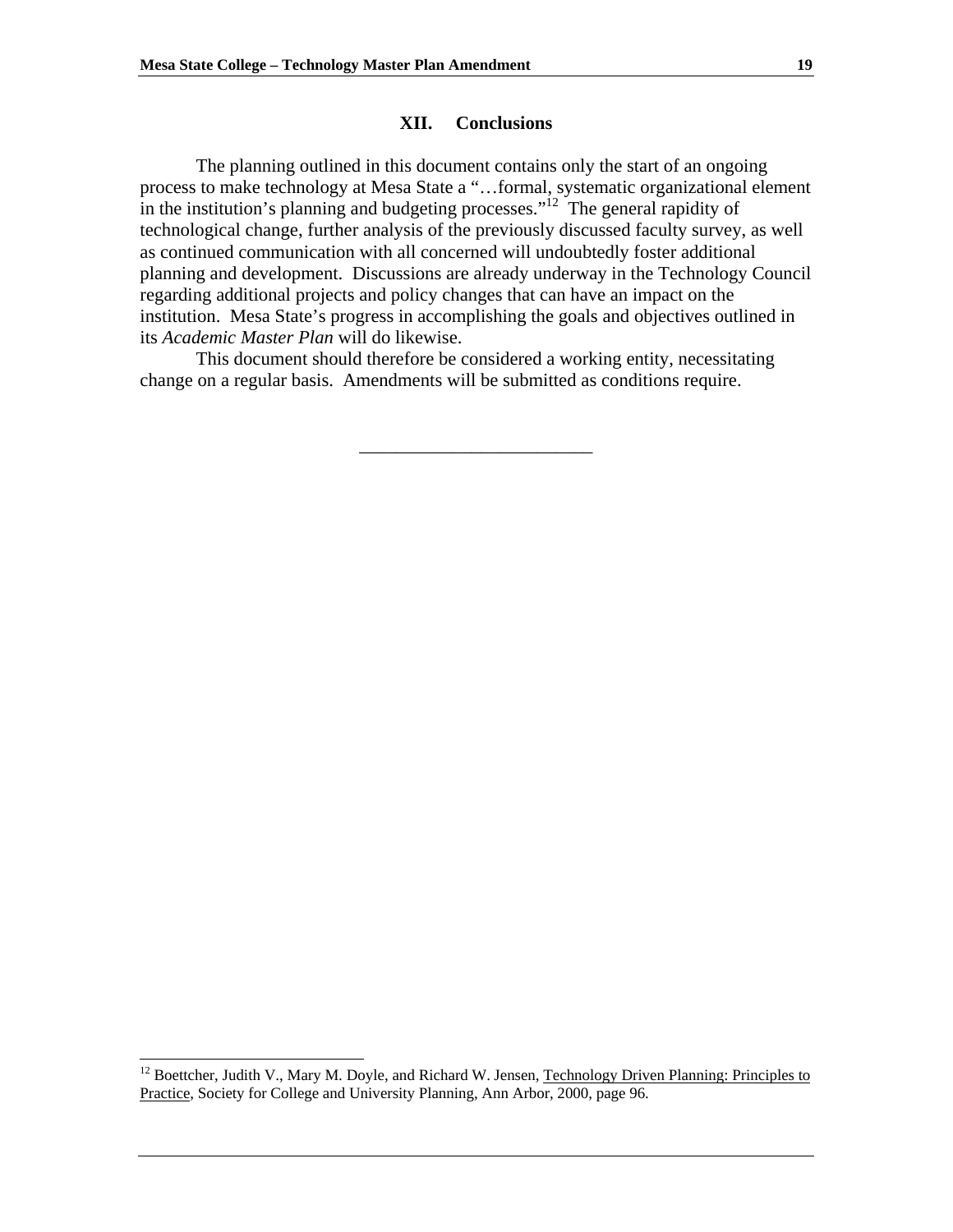## XII. Conclusions

The planning outlined in this document contains only the start of an ongoing process to make technology at Mesa State a "…formal, systematic organizational element in the institution's planning and budgeting processes."[12] The general rapidity of technological change, further analysis of the previously discussed faculty survey, as well as continued communication with all concerned will undoubtedly foster additional planning and development. Discussions are already underway in the Technology Council regarding additional projects and policy changes that can have an impact on the institution. Mesa State's progress in accomplishing the goals and objectives outlined in its *Academic Master Plan* will do likewise.

This document should therefore be considered a working entity, necessitating change on a regular basis. Amendments will be submitted as conditions require.

---

[12] Boettcher, Judith V., Mary M. Doyle, and Richard W. Jensen, Technology Driven Planning: Principles to Practice, Society for College and University Planning, Ann Arbor, 2000, page 96.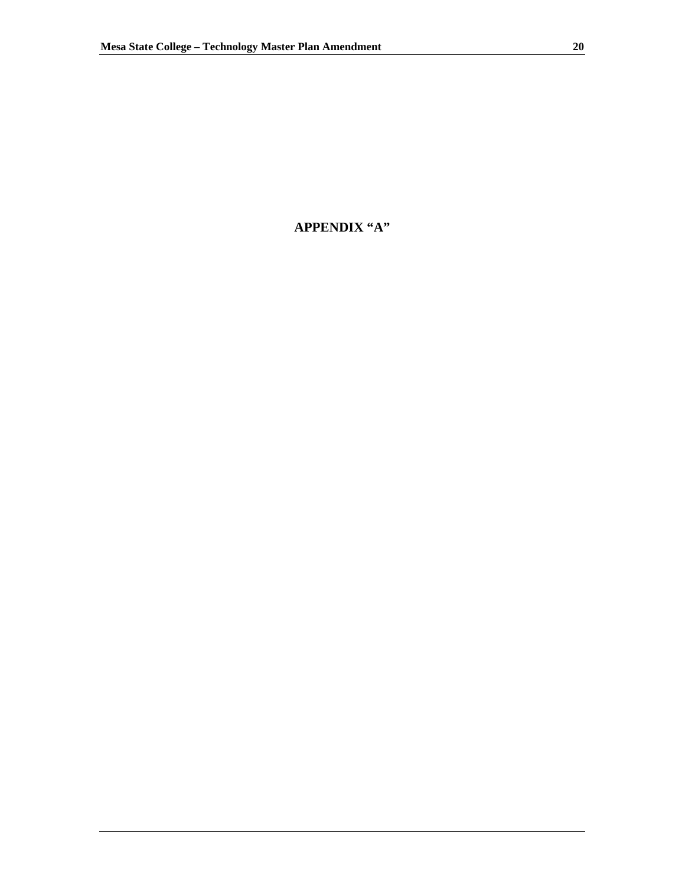# APPENDIX "A"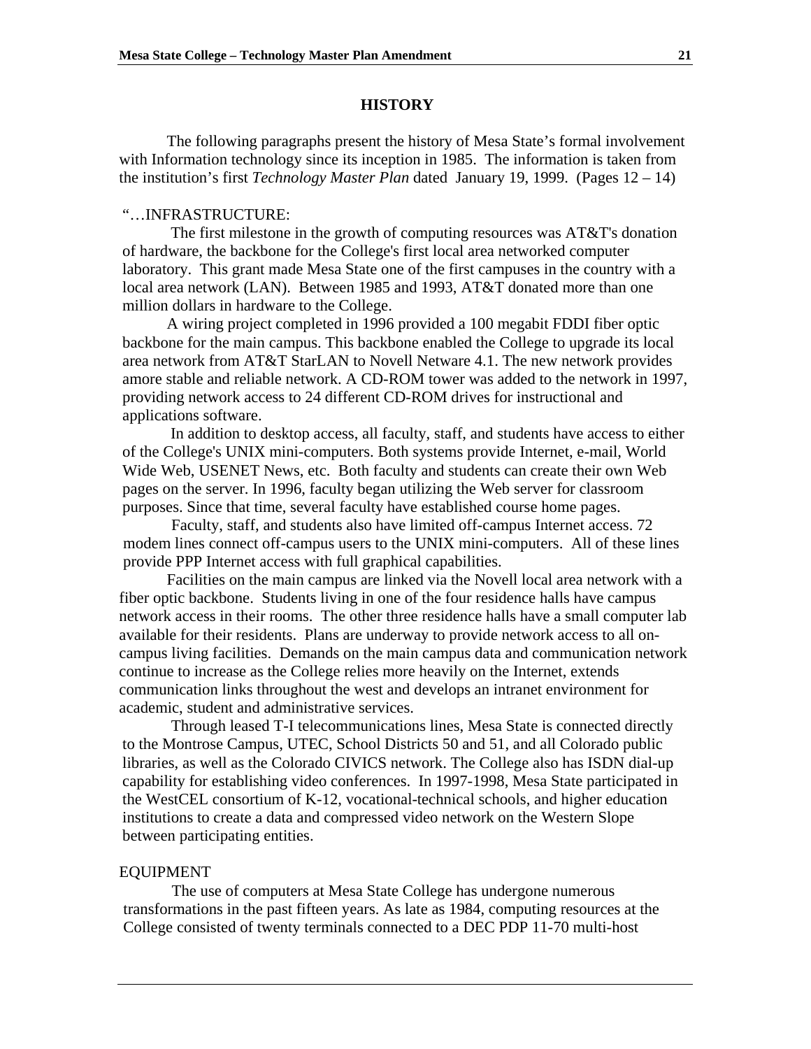## HISTORY

The following paragraphs present the history of Mesa State's formal involvement with Information technology since its inception in 1985. The information is taken from the institution's first *Technology Master Plan* dated January 19, 1999. (Pages 12 – 14)

"…INFRASTRUCTURE:

The first milestone in the growth of computing resources was AT&T's donation of hardware, the backbone for the College's first local area networked computer laboratory. This grant made Mesa State one of the first campuses in the country with a local area network (LAN). Between 1985 and 1993, AT&T donated more than one million dollars in hardware to the College.

A wiring project completed in 1996 provided a 100 megabit FDDI fiber optic backbone for the main campus. This backbone enabled the College to upgrade its local area network from AT&T StarLAN to Novell Netware 4.1. The new network provides amore stable and reliable network. A CD-ROM tower was added to the network in 1997, providing network access to 24 different CD-ROM drives for instructional and applications software.

In addition to desktop access, all faculty, staff, and students have access to either of the College's UNIX mini-computers. Both systems provide Internet, e-mail, World Wide Web, USENET News, etc. Both faculty and students can create their own Web pages on the server. In 1996, faculty began utilizing the Web server for classroom purposes. Since that time, several faculty have established course home pages.

Faculty, staff, and students also have limited off-campus Internet access. 72 modem lines connect off-campus users to the UNIX mini-computers. All of these lines provide PPP Internet access with full graphical capabilities.

Facilities on the main campus are linked via the Novell local area network with a fiber optic backbone. Students living in one of the four residence halls have campus network access in their rooms. The other three residence halls have a small computer lab available for their residents. Plans are underway to provide network access to all on-campus living facilities. Demands on the main campus data and communication network continue to increase as the College relies more heavily on the Internet, extends communication links throughout the west and develops an intranet environment for academic, student and administrative services.

Through leased T-I telecommunications lines, Mesa State is connected directly to the Montrose Campus, UTEC, School Districts 50 and 51, and all Colorado public libraries, as well as the Colorado CIVICS network. The College also has ISDN dial-up capability for establishing video conferences. In 1997-1998, Mesa State participated in the WestCEL consortium of K-12, vocational-technical schools, and higher education institutions to create a data and compressed video network on the Western Slope between participating entities.

EQUIPMENT

The use of computers at Mesa State College has undergone numerous transformations in the past fifteen years. As late as 1984, computing resources at the College consisted of twenty terminals connected to a DEC PDP 11-70 multi-host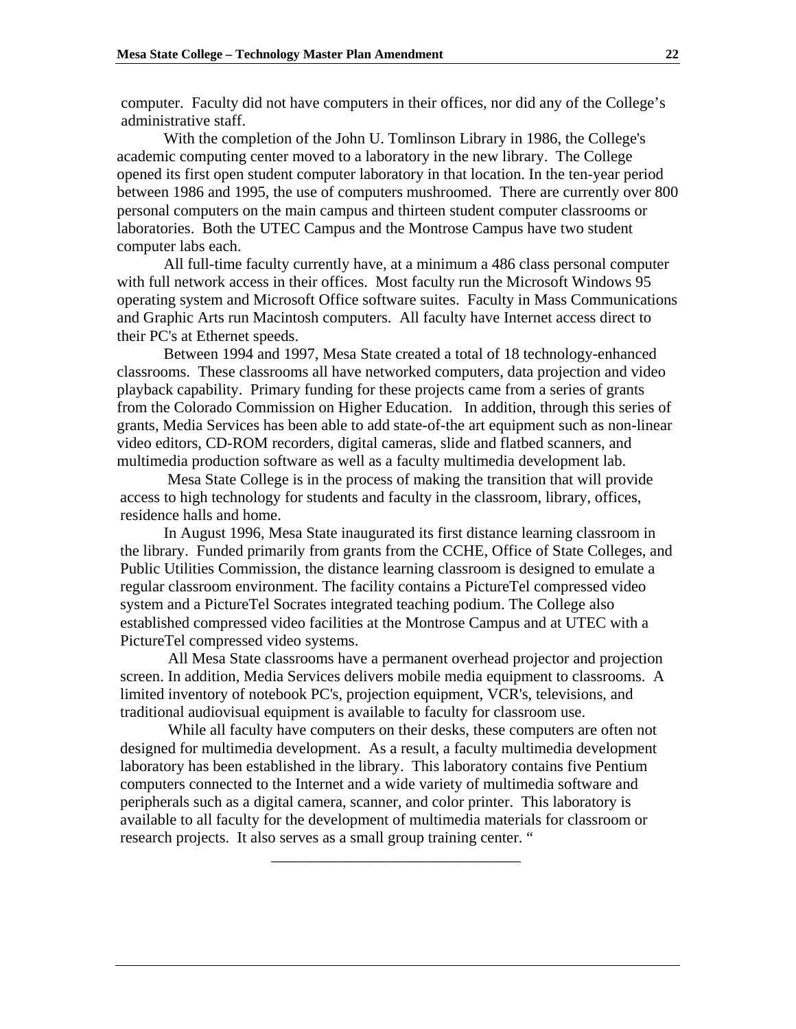computer. Faculty did not have computers in their offices, nor did any of the College's administrative staff.

With the completion of the John U. Tomlinson Library in 1986, the College's academic computing center moved to a laboratory in the new library. The College opened its first open student computer laboratory in that location. In the ten-year period between 1986 and 1995, the use of computers mushroomed. There are currently over 800 personal computers on the main campus and thirteen student computer classrooms or laboratories. Both the UTEC Campus and the Montrose Campus have two student computer labs each.

All full-time faculty currently have, at a minimum a 486 class personal computer with full network access in their offices. Most faculty run the Microsoft Windows 95 operating system and Microsoft Office software suites. Faculty in Mass Communications and Graphic Arts run Macintosh computers. All faculty have Internet access direct to their PC's at Ethernet speeds.

Between 1994 and 1997, Mesa State created a total of 18 technology-enhanced classrooms. These classrooms all have networked computers, data projection and video playback capability. Primary funding for these projects came from a series of grants from the Colorado Commission on Higher Education. In addition, through this series of grants, Media Services has been able to add state-of-the art equipment such as non-linear video editors, CD-ROM recorders, digital cameras, slide and flatbed scanners, and multimedia production software as well as a faculty multimedia development lab.

Mesa State College is in the process of making the transition that will provide access to high technology for students and faculty in the classroom, library, offices, residence halls and home.

In August 1996, Mesa State inaugurated its first distance learning classroom in the library. Funded primarily from grants from the CCHE, Office of State Colleges, and Public Utilities Commission, the distance learning classroom is designed to emulate a regular classroom environment. The facility contains a PictureTel compressed video system and a PictureTel Socrates integrated teaching podium. The College also established compressed video facilities at the Montrose Campus and at UTEC with a PictureTel compressed video systems.

All Mesa State classrooms have a permanent overhead projector and projection screen. In addition, Media Services delivers mobile media equipment to classrooms. A limited inventory of notebook PC's, projection equipment, VCR's, televisions, and traditional audiovisual equipment is available to faculty for classroom use.

While all faculty have computers on their desks, these computers are often not designed for multimedia development. As a result, a faculty multimedia development laboratory has been established in the library. This laboratory contains five Pentium computers connected to the Internet and a wide variety of multimedia software and peripherals such as a digital camera, scanner, and color printer. This laboratory is available to all faculty for the development of multimedia materials for classroom or research projects. It also serves as a small group training center. "

---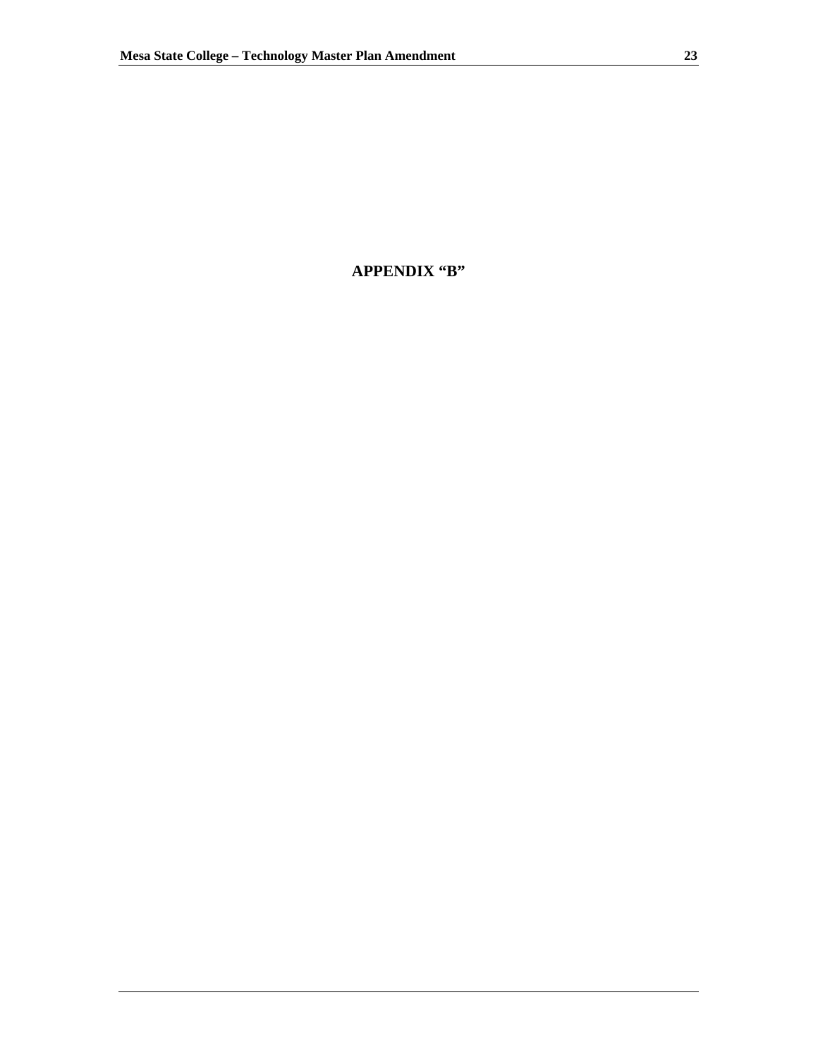# APPENDIX "B"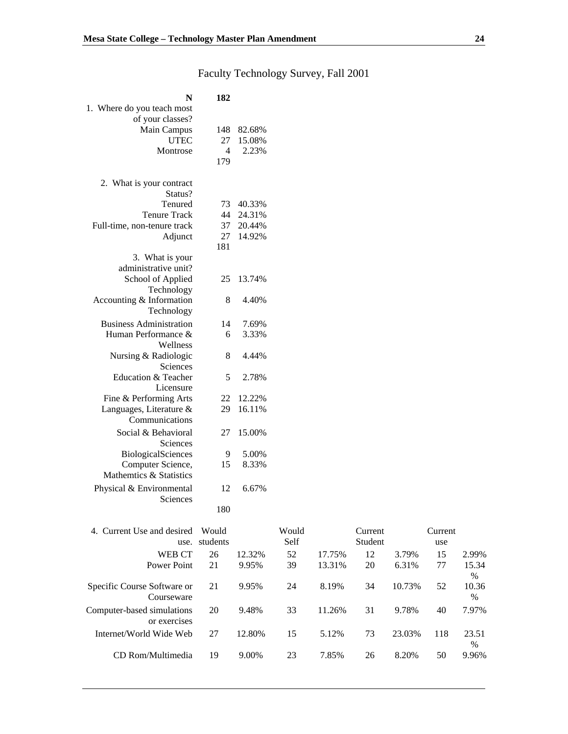# Faculty Technology Survey, Fall 2001

| N | 182 | |
|---|---|---|
| 1. Where do you teach most of your classes? | | |
| Main Campus | 148 | 82.68% |
| UTEC | 27 | 15.08% |
| Montrose | 4 | 2.23% |
| | 179 | |
| 2. What is your contract Status? | | |
| Tenured | 73 | 40.33% |
| Tenure Track | 44 | 24.31% |
| Full-time, non-tenure track | 37 | 20.44% |
| Adjunct | 27 | 14.92% |
| | 181 | |
| 3. What is your administrative unit? | | |
| School of Applied Technology | 25 | 13.74% |
| Accounting & Information Technology | 8 | 4.40% |
| Business Administration | 14 | 7.69% |
| Human Performance & Wellness | 6 | 3.33% |
| Nursing & Radiologic Sciences | 8 | 4.44% |
| Education & Teacher Licensure | 5 | 2.78% |
| Fine & Performing Arts | 22 | 12.22% |
| Languages, Literature & Communications | 29 | 16.11% |
| Social & Behavioral Sciences | 27 | 15.00% |
| BiologicalSciences | 9 | 5.00% |
| Computer Science, Mathemtics & Statistics | 15 | 8.33% |
| Physical & Environmental Sciences | 12 | 6.67% |
| | 180 | |

| 4. Current Use and desired use. | Would students | | Would Self | | Current Student | | Current use | |
|---|---|---|---|---|---|---|---|---|
| WEB CT | 26 | 12.32% | 52 | 17.75% | 12 | 3.79% | 15 | 2.99% |
| Power Point | 21 | 9.95% | 39 | 13.31% | 20 | 6.31% | 77 | 15.34 % |
| Specific Course Software or Courseware | 21 | 9.95% | 24 | 8.19% | 34 | 10.73% | 52 | 10.36 % |
| Computer-based simulations or exercises | 20 | 9.48% | 33 | 11.26% | 31 | 9.78% | 40 | 7.97% |
| Internet/World Wide Web | 27 | 12.80% | 15 | 5.12% | 73 | 23.03% | 118 | 23.51 % |
| CD Rom/Multimedia | 19 | 9.00% | 23 | 7.85% | 26 | 8.20% | 50 | 9.96% |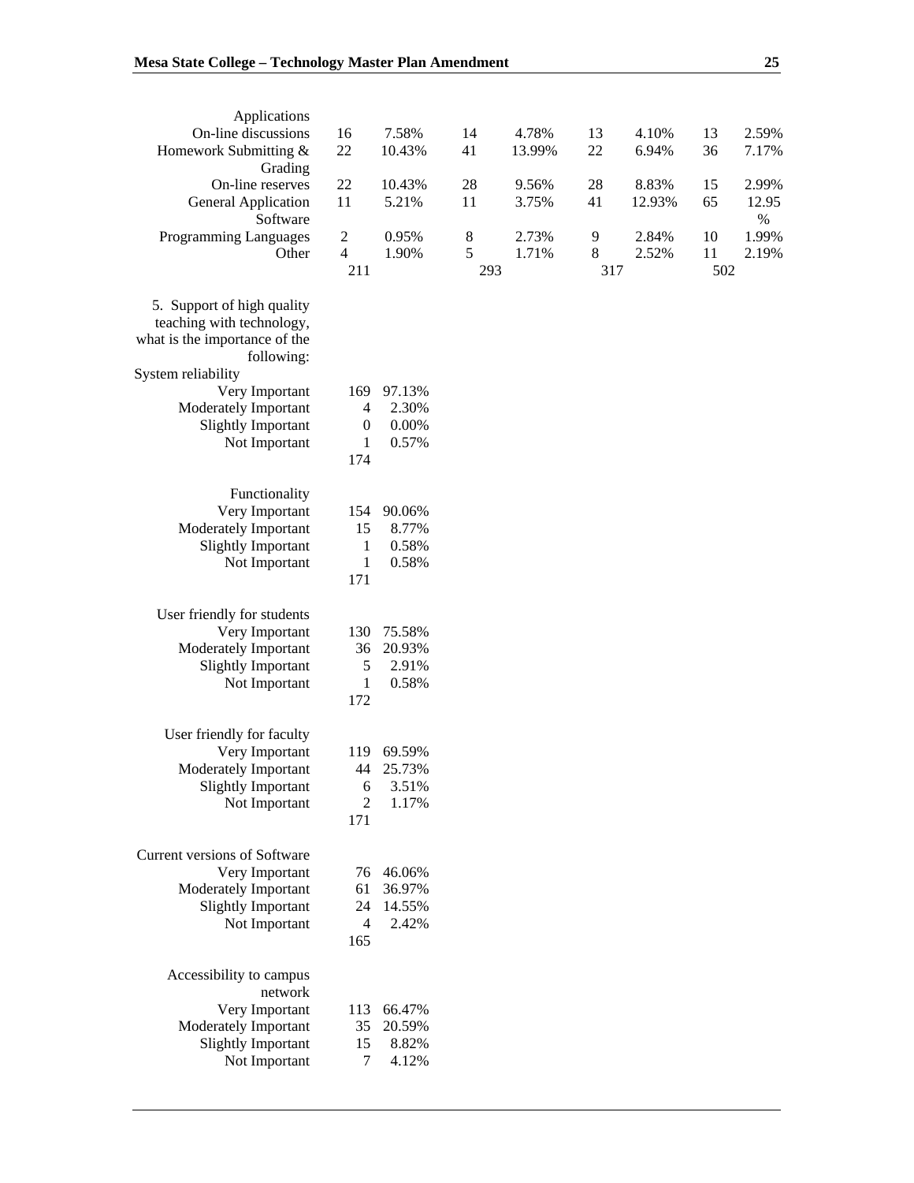| Applications | | | | | | | | |
|---|---|---|---|---|---|---|---|---|
| On-line discussions | 16 | 7.58% | 14 | 4.78% | 13 | 4.10% | 13 | 2.59% |
| Homework Submitting & Grading | 22 | 10.43% | 41 | 13.99% | 22 | 6.94% | 36 | 7.17% |
| On-line reserves | 22 | 10.43% | 28 | 9.56% | 28 | 8.83% | 15 | 2.99% |
| General Application Software | 11 | 5.21% | 11 | 3.75% | 41 | 12.93% | 65 | 12.95 % |
| Programming Languages | 2 | 0.95% | 8 | 2.73% | 9 | 2.84% | 10 | 1.99% |
| Other | 4 | 1.90% | 5 | 1.71% | 8 | 2.52% | 11 | 2.19% |
| | 211 | | 293 | | 317 | | 502 | |

5. Support of high quality teaching with technology, what is the importance of the following:

| System reliability | | |
|---|---|---|
| Very Important | 169 | 97.13% |
| Moderately Important | 4 | 2.30% |
| Slightly Important | 0 | 0.00% |
| Not Important | 1 | 0.57% |
| | 174 | |

| Functionality | | |
|---|---|---|
| Very Important | 154 | 90.06% |
| Moderately Important | 15 | 8.77% |
| Slightly Important | 1 | 0.58% |
| Not Important | 1 | 0.58% |
| | 171 | |

| User friendly for students | | |
|---|---|---|
| Very Important | 130 | 75.58% |
| Moderately Important | 36 | 20.93% |
| Slightly Important | 5 | 2.91% |
| Not Important | 1 | 0.58% |
| | 172 | |

| User friendly for faculty | | |
|---|---|---|
| Very Important | 119 | 69.59% |
| Moderately Important | 44 | 25.73% |
| Slightly Important | 6 | 3.51% |
| Not Important | 2 | 1.17% |
| | 171 | |

| Current versions of Software | | |
|---|---|---|
| Very Important | 76 | 46.06% |
| Moderately Important | 61 | 36.97% |
| Slightly Important | 24 | 14.55% |
| Not Important | 4 | 2.42% |
| | 165 | |

| Accessibility to campus network | | |
|---|---|---|
| Very Important | 113 | 66.47% |
| Moderately Important | 35 | 20.59% |
| Slightly Important | 15 | 8.82% |
| Not Important | 7 | 4.12% |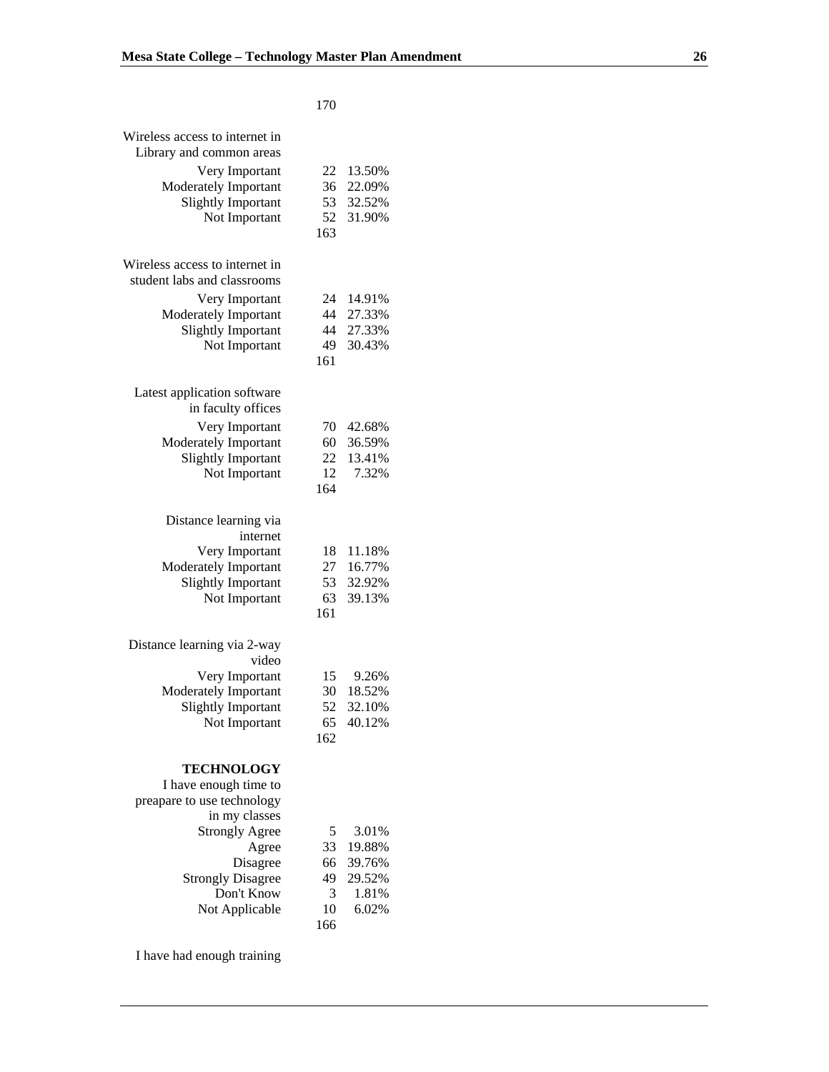170

| Wireless access to internet in Library and common areas | | |
|---|---|---|
| Very Important | 22 | 13.50% |
| Moderately Important | 36 | 22.09% |
| Slightly Important | 53 | 32.52% |
| Not Important | 52 | 31.90% |
| | 163 | |

| Wireless access to internet in student labs and classrooms | | |
|---|---|---|
| Very Important | 24 | 14.91% |
| Moderately Important | 44 | 27.33% |
| Slightly Important | 44 | 27.33% |
| Not Important | 49 | 30.43% |
| | 161 | |

| Latest application software in faculty offices | | |
|---|---|---|
| Very Important | 70 | 42.68% |
| Moderately Important | 60 | 36.59% |
| Slightly Important | 22 | 13.41% |
| Not Important | 12 | 7.32% |
| | 164 | |

| Distance learning via internet | | |
|---|---|---|
| Very Important | 18 | 11.18% |
| Moderately Important | 27 | 16.77% |
| Slightly Important | 53 | 32.92% |
| Not Important | 63 | 39.13% |
| | 161 | |

| Distance learning via 2-way video | | |
|---|---|---|
| Very Important | 15 | 9.26% |
| Moderately Important | 30 | 18.52% |
| Slightly Important | 52 | 32.10% |
| Not Important | 65 | 40.12% |
| | 162 | |

**TECHNOLOGY**

| I have enough time to preapare to use technology in my classes | | |
|---|---|---|
| Strongly Agree | 5 | 3.01% |
| Agree | 33 | 19.88% |
| Disagree | 66 | 39.76% |
| Strongly Disagree | 49 | 29.52% |
| Don't Know | 3 | 1.81% |
| Not Applicable | 10 | 6.02% |
| | 166 | |

I have had enough training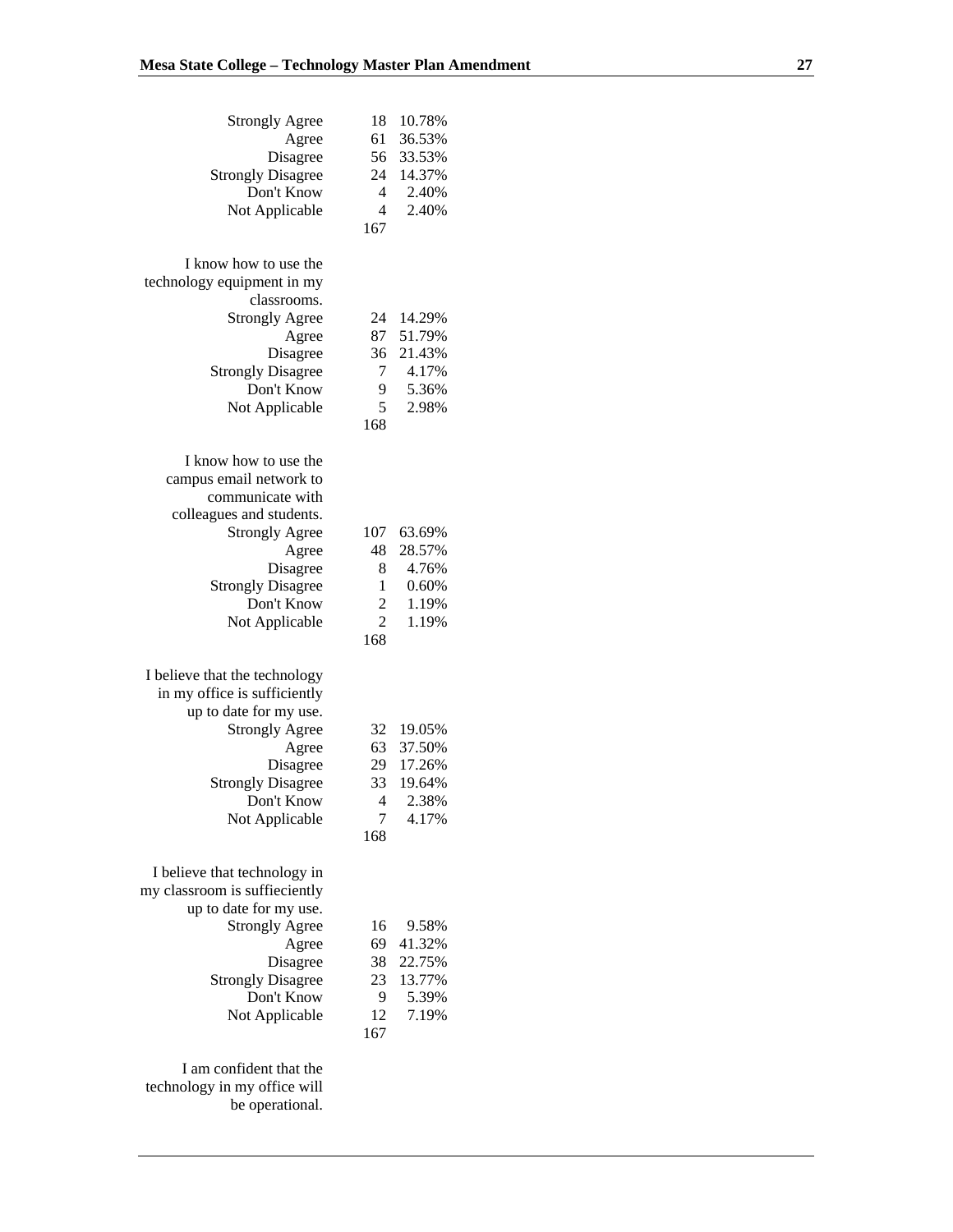| | | |
|---|---|---|
| Strongly Agree | 18 | 10.78% |
| Agree | 61 | 36.53% |
| Disagree | 56 | 33.53% |
| Strongly Disagree | 24 | 14.37% |
| Don't Know | 4 | 2.40% |
| Not Applicable | 4 | 2.40% |
| | 167 | |

| I know how to use the technology equipment in my classrooms. | | |
|---|---|---|
| Strongly Agree | 24 | 14.29% |
| Agree | 87 | 51.79% |
| Disagree | 36 | 21.43% |
| Strongly Disagree | 7 | 4.17% |
| Don't Know | 9 | 5.36% |
| Not Applicable | 5 | 2.98% |
| | 168 | |

| I know how to use the campus email network to communicate with colleagues and students. | | |
|---|---|---|
| Strongly Agree | 107 | 63.69% |
| Agree | 48 | 28.57% |
| Disagree | 8 | 4.76% |
| Strongly Disagree | 1 | 0.60% |
| Don't Know | 2 | 1.19% |
| Not Applicable | 2 | 1.19% |
| | 168 | |

| I believe that the technology in my office is sufficiently up to date for my use. | | |
|---|---|---|
| Strongly Agree | 32 | 19.05% |
| Agree | 63 | 37.50% |
| Disagree | 29 | 17.26% |
| Strongly Disagree | 33 | 19.64% |
| Don't Know | 4 | 2.38% |
| Not Applicable | 7 | 4.17% |
| | 168 | |

| I believe that technology in my classroom is suffieciently up to date for my use. | | |
|---|---|---|
| Strongly Agree | 16 | 9.58% |
| Agree | 69 | 41.32% |
| Disagree | 38 | 22.75% |
| Strongly Disagree | 23 | 13.77% |
| Don't Know | 9 | 5.39% |
| Not Applicable | 12 | 7.19% |
| | 167 | |

I am confident that the technology in my office will be operational.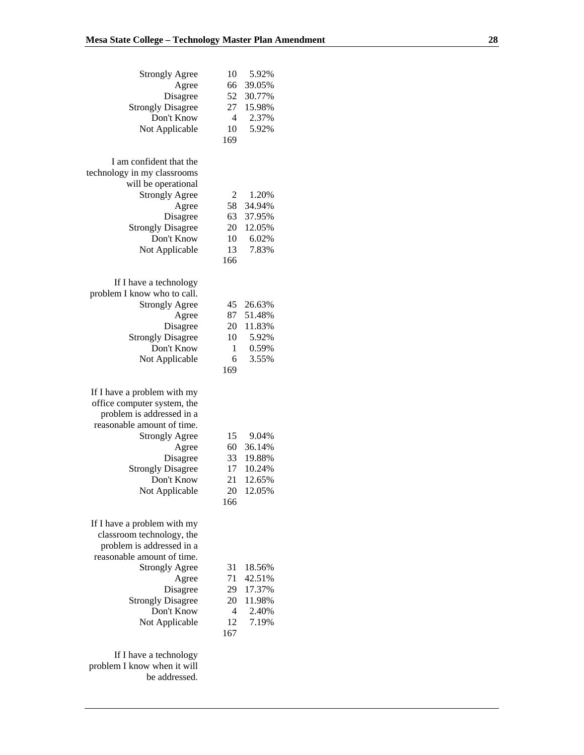| | | |
|---|---|---|
| Strongly Agree | 10 | 5.92% |
| Agree | 66 | 39.05% |
| Disagree | 52 | 30.77% |
| Strongly Disagree | 27 | 15.98% |
| Don't Know | 4 | 2.37% |
| Not Applicable | 10 | 5.92% |
| | 169 | |

| I am confident that the technology in my classrooms will be operational | | |
|---|---|---|
| Strongly Agree | 2 | 1.20% |
| Agree | 58 | 34.94% |
| Disagree | 63 | 37.95% |
| Strongly Disagree | 20 | 12.05% |
| Don't Know | 10 | 6.02% |
| Not Applicable | 13 | 7.83% |
| | 166 | |

| If I have a technology problem I know who to call. | | |
|---|---|---|
| Strongly Agree | 45 | 26.63% |
| Agree | 87 | 51.48% |
| Disagree | 20 | 11.83% |
| Strongly Disagree | 10 | 5.92% |
| Don't Know | 1 | 0.59% |
| Not Applicable | 6 | 3.55% |
| | 169 | |

| If I have a problem with my office computer system, the problem is addressed in a reasonable amount of time. | | |
|---|---|---|
| Strongly Agree | 15 | 9.04% |
| Agree | 60 | 36.14% |
| Disagree | 33 | 19.88% |
| Strongly Disagree | 17 | 10.24% |
| Don't Know | 21 | 12.65% |
| Not Applicable | 20 | 12.05% |
| | 166 | |

| If I have a problem with my classroom technology, the problem is addressed in a reasonable amount of time. | | |
|---|---|---|
| Strongly Agree | 31 | 18.56% |
| Agree | 71 | 42.51% |
| Disagree | 29 | 17.37% |
| Strongly Disagree | 20 | 11.98% |
| Don't Know | 4 | 2.40% |
| Not Applicable | 12 | 7.19% |
| | 167 | |

If I have a technology problem I know when it will be addressed.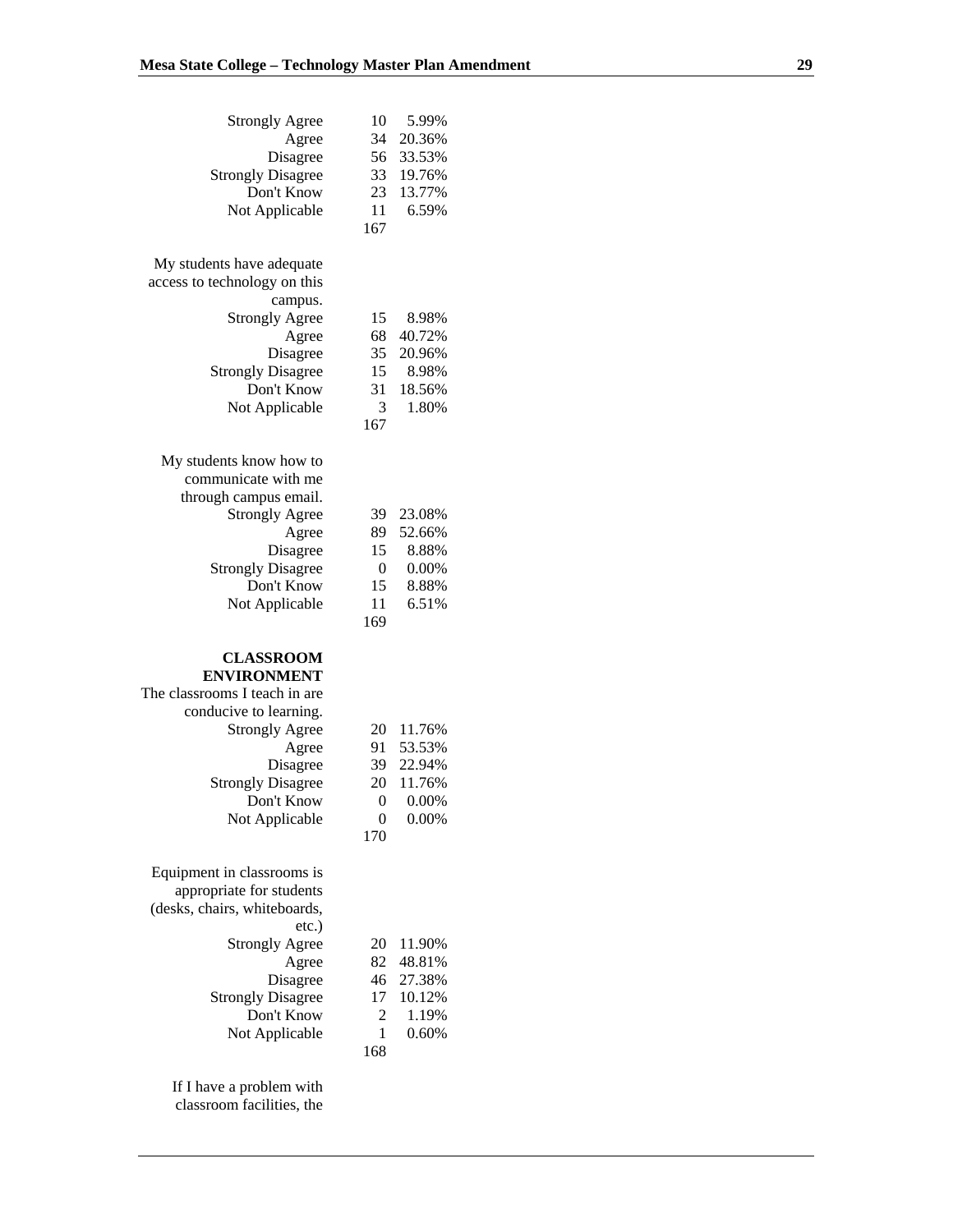| | | |
|---|---|---|
| Strongly Agree | 10 | 5.99% |
| Agree | 34 | 20.36% |
| Disagree | 56 | 33.53% |
| Strongly Disagree | 33 | 19.76% |
| Don't Know | 23 | 13.77% |
| Not Applicable | 11 | 6.59% |
| | 167 | |

My students have adequate access to technology on this campus.

| | | |
|---|---|---|
| Strongly Agree | 15 | 8.98% |
| Agree | 68 | 40.72% |
| Disagree | 35 | 20.96% |
| Strongly Disagree | 15 | 8.98% |
| Don't Know | 31 | 18.56% |
| Not Applicable | 3 | 1.80% |
| | 167 | |

My students know how to communicate with me through campus email.

| | | |
|---|---|---|
| Strongly Agree | 39 | 23.08% |
| Agree | 89 | 52.66% |
| Disagree | 15 | 8.88% |
| Strongly Disagree | 0 | 0.00% |
| Don't Know | 15 | 8.88% |
| Not Applicable | 11 | 6.51% |
| | 169 | |

**CLASSROOM ENVIRONMENT**

The classrooms I teach in are conducive to learning.

| | | |
|---|---|---|
| Strongly Agree | 20 | 11.76% |
| Agree | 91 | 53.53% |
| Disagree | 39 | 22.94% |
| Strongly Disagree | 20 | 11.76% |
| Don't Know | 0 | 0.00% |
| Not Applicable | 0 | 0.00% |
| | 170 | |

Equipment in classrooms is appropriate for students (desks, chairs, whiteboards, etc.)

| | | |
|---|---|---|
| Strongly Agree | 20 | 11.90% |
| Agree | 82 | 48.81% |
| Disagree | 46 | 27.38% |
| Strongly Disagree | 17 | 10.12% |
| Don't Know | 2 | 1.19% |
| Not Applicable | 1 | 0.60% |
| | 168 | |

If I have a problem with classroom facilities, the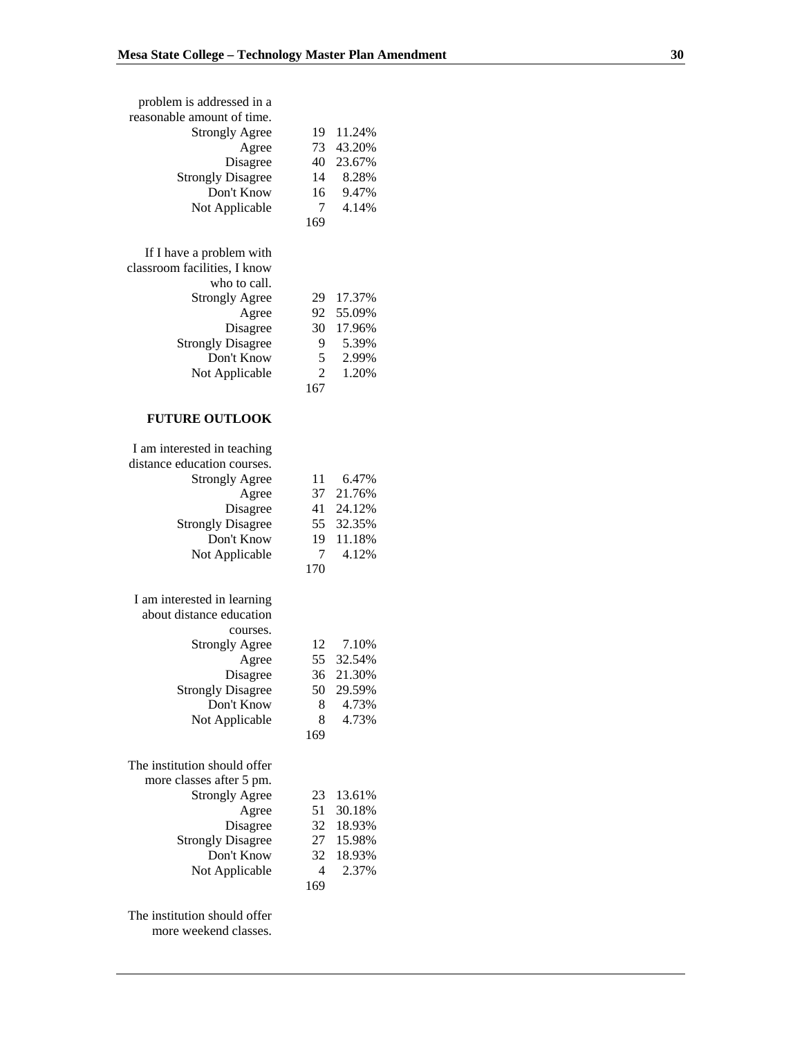problem is addressed in a reasonable amount of time.

| | | |
|---|---|---|
| Strongly Agree | 19 | 11.24% |
| Agree | 73 | 43.20% |
| Disagree | 40 | 23.67% |
| Strongly Disagree | 14 | 8.28% |
| Don't Know | 16 | 9.47% |
| Not Applicable | 7 | 4.14% |
| | 169 | |

If I have a problem with classroom facilities, I know who to call.

| | | |
|---|---|---|
| Strongly Agree | 29 | 17.37% |
| Agree | 92 | 55.09% |
| Disagree | 30 | 17.96% |
| Strongly Disagree | 9 | 5.39% |
| Don't Know | 5 | 2.99% |
| Not Applicable | 2 | 1.20% |
| | 167 | |

**FUTURE OUTLOOK**

I am interested in teaching distance education courses.

| | | |
|---|---|---|
| Strongly Agree | 11 | 6.47% |
| Agree | 37 | 21.76% |
| Disagree | 41 | 24.12% |
| Strongly Disagree | 55 | 32.35% |
| Don't Know | 19 | 11.18% |
| Not Applicable | 7 | 4.12% |
| | 170 | |

I am interested in learning about distance education courses.

| | | |
|---|---|---|
| Strongly Agree | 12 | 7.10% |
| Agree | 55 | 32.54% |
| Disagree | 36 | 21.30% |
| Strongly Disagree | 50 | 29.59% |
| Don't Know | 8 | 4.73% |
| Not Applicable | 8 | 4.73% |
| | 169 | |

The institution should offer more classes after 5 pm.

| | | |
|---|---|---|
| Strongly Agree | 23 | 13.61% |
| Agree | 51 | 30.18% |
| Disagree | 32 | 18.93% |
| Strongly Disagree | 27 | 15.98% |
| Don't Know | 32 | 18.93% |
| Not Applicable | 4 | 2.37% |
| | 169 | |

The institution should offer more weekend classes.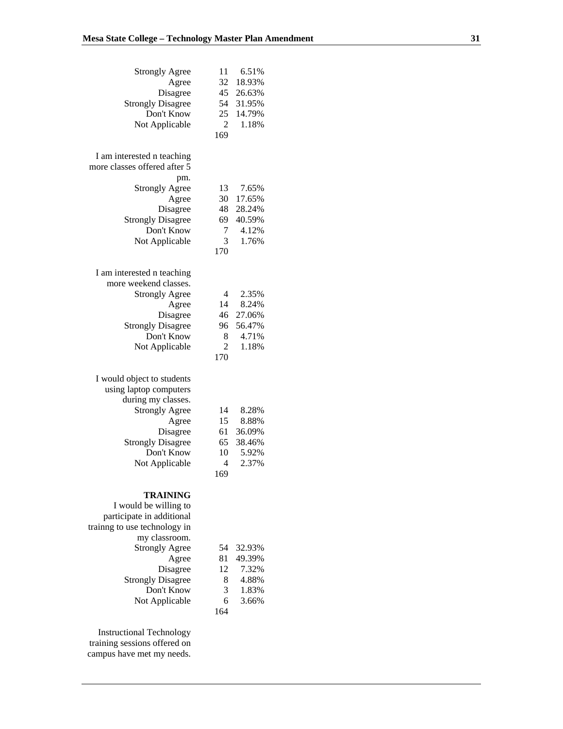| Response | Count | Percent |
|---|---|---|
| Strongly Agree | 11 | 6.51% |
| Agree | 32 | 18.93% |
| Disagree | 45 | 26.63% |
| Strongly Disagree | 54 | 31.95% |
| Don't Know | 25 | 14.79% |
| Not Applicable | 2 | 1.18% |
| | 169 | |

I am interested n teaching more classes offered after 5 pm.

| Response | Count | Percent |
|---|---|---|
| Strongly Agree | 13 | 7.65% |
| Agree | 30 | 17.65% |
| Disagree | 48 | 28.24% |
| Strongly Disagree | 69 | 40.59% |
| Don't Know | 7 | 4.12% |
| Not Applicable | 3 | 1.76% |
| | 170 | |

I am interested n teaching more weekend classes.

| Response | Count | Percent |
|---|---|---|
| Strongly Agree | 4 | 2.35% |
| Agree | 14 | 8.24% |
| Disagree | 46 | 27.06% |
| Strongly Disagree | 96 | 56.47% |
| Don't Know | 8 | 4.71% |
| Not Applicable | 2 | 1.18% |
| | 170 | |

I would object to students using laptop computers during my classes.

| Response | Count | Percent |
|---|---|---|
| Strongly Agree | 14 | 8.28% |
| Agree | 15 | 8.88% |
| Disagree | 61 | 36.09% |
| Strongly Disagree | 65 | 38.46% |
| Don't Know | 10 | 5.92% |
| Not Applicable | 4 | 2.37% |
| | 169 | |

**TRAINING**

I would be willing to participate in additional trainng to use technology in my classroom.

| Response | Count | Percent |
|---|---|---|
| Strongly Agree | 54 | 32.93% |
| Agree | 81 | 49.39% |
| Disagree | 12 | 7.32% |
| Strongly Disagree | 8 | 4.88% |
| Don't Know | 3 | 1.83% |
| Not Applicable | 6 | 3.66% |
| | 164 | |

Instructional Technology training sessions offered on campus have met my needs.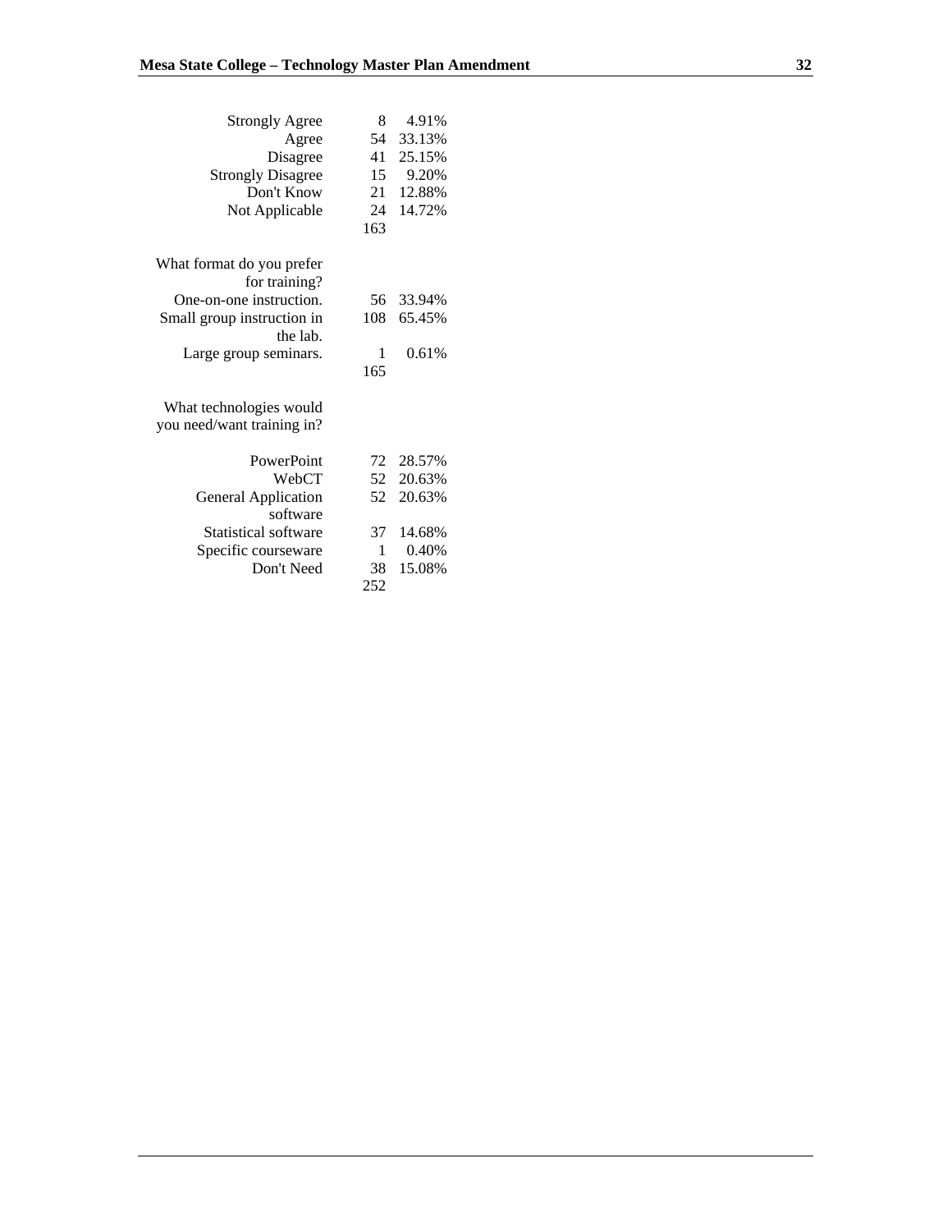| | | |
|---|---|---|
| Strongly Agree | 8 | 4.91% |
| Agree | 54 | 33.13% |
| Disagree | 41 | 25.15% |
| Strongly Disagree | 15 | 9.20% |
| Don't Know | 21 | 12.88% |
| Not Applicable | 24 | 14.72% |
| | 163 | |

| What format do you prefer for training? | | |
|---|---|---|
| One-on-one instruction. | 56 | 33.94% |
| Small group instruction in the lab. | 108 | 65.45% |
| Large group seminars. | 1 | 0.61% |
| | 165 | |

| What technologies would you need/want training in? | | |
|---|---|---|
| PowerPoint | 72 | 28.57% |
| WebCT | 52 | 20.63% |
| General Application software | 52 | 20.63% |
| Statistical software | 37 | 14.68% |
| Specific courseware | 1 | 0.40% |
| Don't Need | 38 | 15.08% |
| | 252 | |